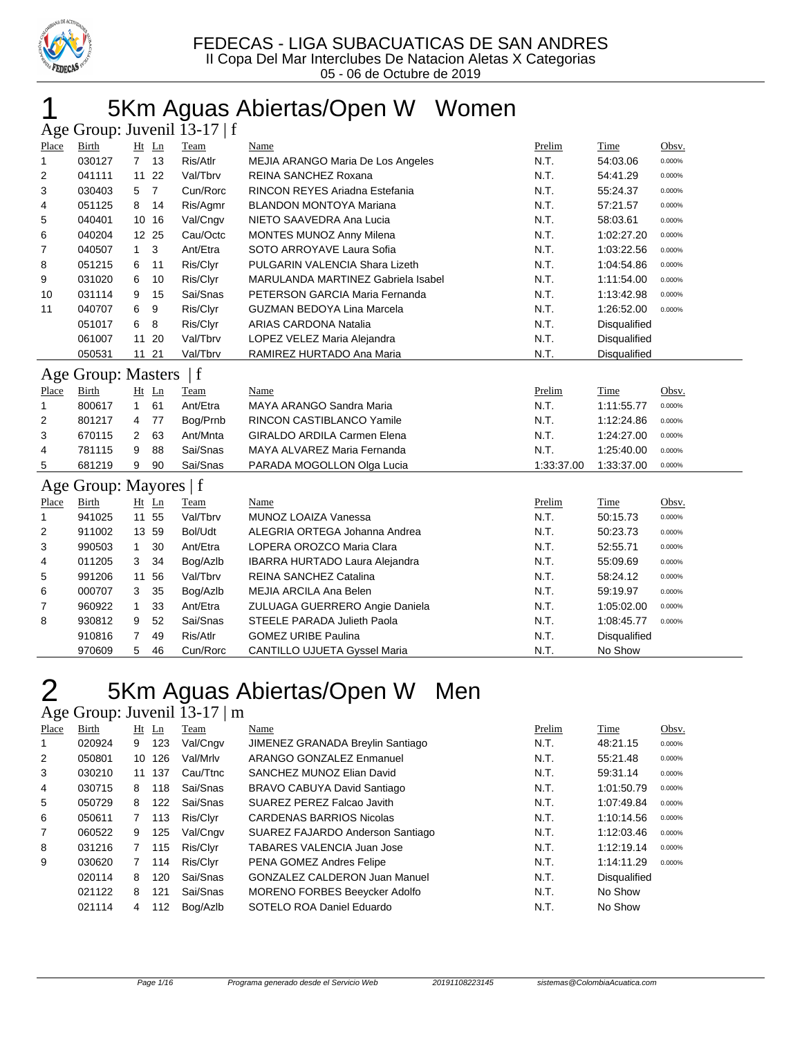# FEDECAS - LIGA SUBACUATICAS DE SAN ANDRES

II Copa Del Mar Interclubes De Natacion Aletas X Categorias

05 - 06 de Octubre de 2019

## 1 5Km Aguas Abiertas/Open W Women

### Age Group: Juvenil 13-17 | f

| Place | Birth | Ht | Ln | Team | Name | Prelim | Time | Obsv. |
|---|---|---|---|---|---|---|---|---|
| 1 | 030127 | 7 | 13 | Ris/Atlr | MEJIA ARANGO Maria De Los Angeles | N.T. | 54:03.06 | 0.000% |
| 2 | 041111 | 11 | 22 | Val/Tbrv | REINA SANCHEZ Roxana | N.T. | 54:41.29 | 0.000% |
| 3 | 030403 | 5 | 7 | Cun/Rorc | RINCON REYES Ariadna Estefania | N.T. | 55:24.37 | 0.000% |
| 4 | 051125 | 8 | 14 | Ris/Agmr | BLANDON MONTOYA Mariana | N.T. | 57:21.57 | 0.000% |
| 5 | 040401 | 10 | 16 | Val/Cngv | NIETO SAAVEDRA Ana Lucia | N.T. | 58:03.61 | 0.000% |
| 6 | 040204 | 12 | 25 | Cau/Octc | MONTES MUNOZ Anny Milena | N.T. | 1:02:27.20 | 0.000% |
| 7 | 040507 | 1 | 3 | Ant/Etra | SOTO ARROYAVE Laura Sofia | N.T. | 1:03:22.56 | 0.000% |
| 8 | 051215 | 6 | 11 | Ris/Clyr | PULGARIN VALENCIA Shara Lizeth | N.T. | 1:04:54.86 | 0.000% |
| 9 | 031020 | 6 | 10 | Ris/Clyr | MARULANDA MARTINEZ Gabriela Isabel | N.T. | 1:11:54.00 | 0.000% |
| 10 | 031114 | 9 | 15 | Sai/Snas | PETERSON GARCIA Maria Fernanda | N.T. | 1:13:42.98 | 0.000% |
| 11 | 040707 | 6 | 9 | Ris/Clyr | GUZMAN BEDOYA Lina Marcela | N.T. | 1:26:52.00 | 0.000% |
| | 051017 | 6 | 8 | Ris/Clyr | ARIAS CARDONA Natalia | N.T. | Disqualified | |
| | 061007 | 11 | 20 | Val/Tbrv | LOPEZ VELEZ Maria Alejandra | N.T. | Disqualified | |
| | 050531 | 11 | 21 | Val/Tbrv | RAMIREZ HURTADO Ana Maria | N.T. | Disqualified | |

### Age Group: Masters | f

| Place | Birth | Ht | Ln | Team | Name | Prelim | Time | Obsv. |
|---|---|---|---|---|---|---|---|---|
| 1 | 800617 | 1 | 61 | Ant/Etra | MAYA ARANGO Sandra Maria | N.T. | 1:11:55.77 | 0.000% |
| 2 | 801217 | 4 | 77 | Bog/Prnb | RINCON CASTIBLANCO Yamile | N.T. | 1:12:24.86 | 0.000% |
| 3 | 670115 | 2 | 63 | Ant/Mnta | GIRALDO ARDILA Carmen Elena | N.T. | 1:24:27.00 | 0.000% |
| 4 | 781115 | 9 | 88 | Sai/Snas | MAYA ALVAREZ Maria Fernanda | N.T. | 1:25:40.00 | 0.000% |
| 5 | 681219 | 9 | 90 | Sai/Snas | PARADA MOGOLLON Olga Lucia | 1:33:37.00 | 1:33:37.00 | 0.000% |

### Age Group: Mayores | f

| Place | Birth | Ht | Ln | Team | Name | Prelim | Time | Obsv. |
|---|---|---|---|---|---|---|---|---|
| 1 | 941025 | 11 | 55 | Val/Tbrv | MUNOZ LOAIZA Vanessa | N.T. | 50:15.73 | 0.000% |
| 2 | 911002 | 13 | 59 | Bol/Udt | ALEGRIA ORTEGA Johanna Andrea | N.T. | 50:23.73 | 0.000% |
| 3 | 990503 | 1 | 30 | Ant/Etra | LOPERA OROZCO Maria Clara | N.T. | 52:55.71 | 0.000% |
| 4 | 011205 | 3 | 34 | Bog/Azlb | IBARRA HURTADO Laura Alejandra | N.T. | 55:09.69 | 0.000% |
| 5 | 991206 | 11 | 56 | Val/Tbrv | REINA SANCHEZ Catalina | N.T. | 58:24.12 | 0.000% |
| 6 | 000707 | 3 | 35 | Bog/Azlb | MEJIA ARCILA Ana Belen | N.T. | 59:19.97 | 0.000% |
| 7 | 960922 | 1 | 33 | Ant/Etra | ZULUAGA GUERRERO Angie Daniela | N.T. | 1:05:02.00 | 0.000% |
| 8 | 930812 | 9 | 52 | Sai/Snas | STEELE PARADA Julieth Paola | N.T. | 1:08:45.77 | 0.000% |
| | 910816 | 7 | 49 | Ris/Atlr | GOMEZ URIBE Paulina | N.T. | Disqualified | |
| | 970609 | 5 | 46 | Cun/Rorc | CANTILLO UJUETA Gyssel Maria | N.T. | No Show | |

## 2 5Km Aguas Abiertas/Open W Men

### Age Group: Juvenil 13-17 | m

| Place | Birth | Ht | Ln | Team | Name | Prelim | Time | Obsv. |
|---|---|---|---|---|---|---|---|---|
| 1 | 020924 | 9 | 123 | Val/Cngv | JIMENEZ GRANADA Breylin Santiago | N.T. | 48:21.15 | 0.000% |
| 2 | 050801 | 10 | 126 | Val/Mrlv | ARANGO GONZALEZ Enmanuel | N.T. | 55:21.48 | 0.000% |
| 3 | 030210 | 11 | 137 | Cau/Ttnc | SANCHEZ MUNOZ Elian David | N.T. | 59:31.14 | 0.000% |
| 4 | 030715 | 8 | 118 | Sai/Snas | BRAVO CABUYA David Santiago | N.T. | 1:01:50.79 | 0.000% |
| 5 | 050729 | 8 | 122 | Sai/Snas | SUAREZ PEREZ Falcao Javith | N.T. | 1:07:49.84 | 0.000% |
| 6 | 050611 | 7 | 113 | Ris/Clyr | CARDENAS BARRIOS Nicolas | N.T. | 1:10:14.56 | 0.000% |
| 7 | 060522 | 9 | 125 | Val/Cngv | SUAREZ FAJARDO Anderson Santiago | N.T. | 1:12:03.46 | 0.000% |
| 8 | 031216 | 7 | 115 | Ris/Clyr | TABARES VALENCIA Juan Jose | N.T. | 1:12:19.14 | 0.000% |
| 9 | 030620 | 7 | 114 | Ris/Clyr | PENA GOMEZ Andres Felipe | N.T. | 1:14:11.29 | 0.000% |
| | 020114 | 8 | 120 | Sai/Snas | GONZALEZ CALDERON Juan Manuel | N.T. | Disqualified | |
| | 021122 | 8 | 121 | Sai/Snas | MORENO FORBES Beeycker Adolfo | N.T. | No Show | |
| | 021114 | 4 | 112 | Bog/Azlb | SOTELO ROA Daniel Eduardo | N.T. | No Show | |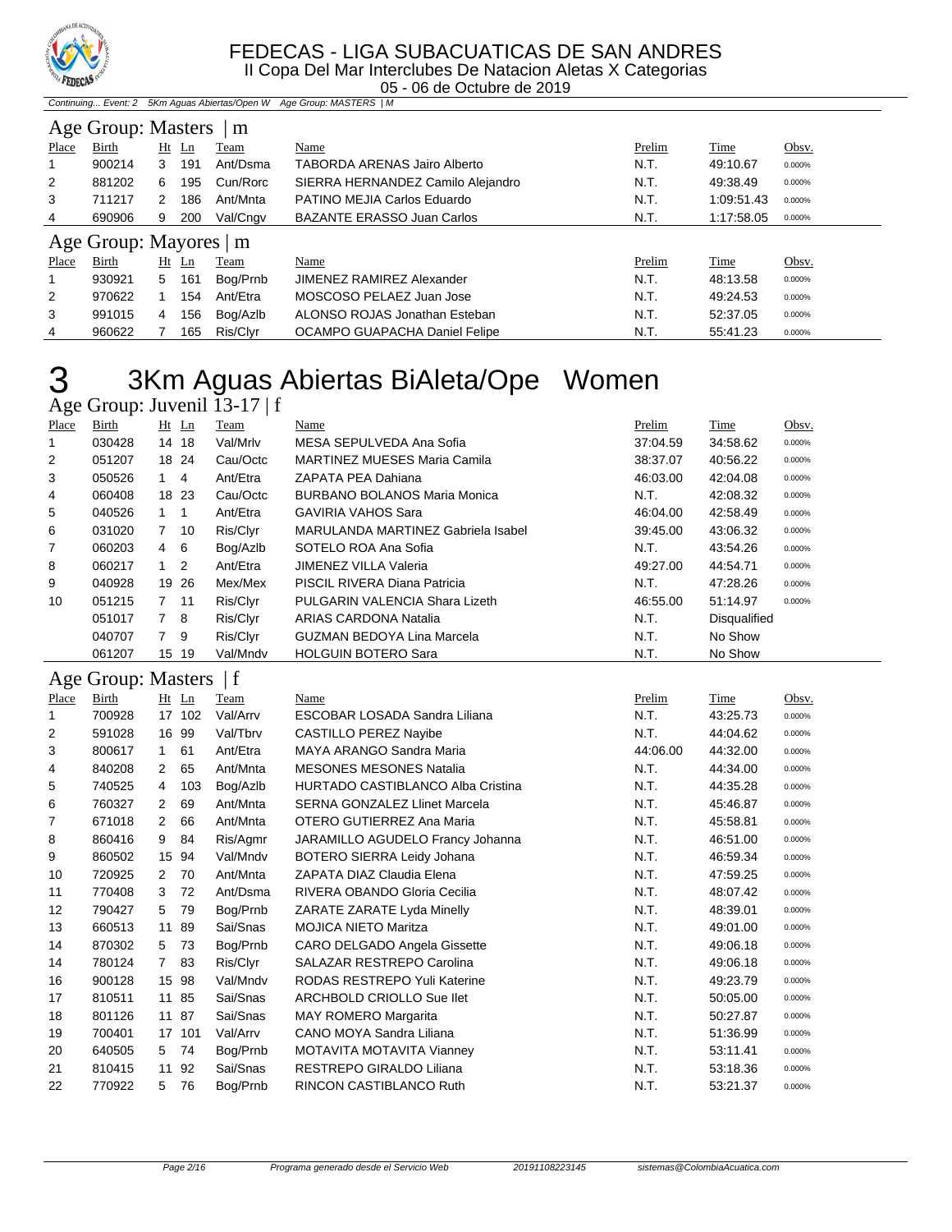Continuing... Event: 2 5Km Aguas Abiertas/Open W Age Group: MASTERS | M

### Age Group: Masters | m

| Place | Birth | Ht | Ln | Team | Name | Prelim | Time | Obsv. |
|---|---|---|---|---|---|---|---|---|
| 1 | 900214 | 3 | 191 | Ant/Dsma | TABORDA ARENAS Jairo Alberto | N.T. | 49:10.67 | 0.000% |
| 2 | 881202 | 6 | 195 | Cun/Rorc | SIERRA HERNANDEZ Camilo Alejandro | N.T. | 49:38.49 | 0.000% |
| 3 | 711217 | 2 | 186 | Ant/Mnta | PATINO MEJIA Carlos Eduardo | N.T. | 1:09:51.43 | 0.000% |
| 4 | 690906 | 9 | 200 | Val/Cngv | BAZANTE ERASSO Juan Carlos | N.T. | 1:17:58.05 | 0.000% |

### Age Group: Mayores | m

| Place | Birth | Ht | Ln | Team | Name | Prelim | Time | Obsv. |
|---|---|---|---|---|---|---|---|---|
| 1 | 930921 | 5 | 161 | Bog/Prnb | JIMENEZ RAMIREZ Alexander | N.T. | 48:13.58 | 0.000% |
| 2 | 970622 | 1 | 154 | Ant/Etra | MOSCOSO PELAEZ Juan Jose | N.T. | 49:24.53 | 0.000% |
| 3 | 991015 | 4 | 156 | Bog/Azlb | ALONSO ROJAS Jonathan Esteban | N.T. | 52:37.05 | 0.000% |
| 4 | 960622 | 7 | 165 | Ris/Clyr | OCAMPO GUAPACHA Daniel Felipe | N.T. | 55:41.23 | 0.000% |

# 3 3Km Aguas Abiertas BiAleta/Ope Women

### Age Group: Juvenil 13-17 | f

| Place | Birth | Ht | Ln | Team | Name | Prelim | Time | Obsv. |
|---|---|---|---|---|---|---|---|---|
| 1 | 030428 | 14 | 18 | Val/Mrlv | MESA SEPULVEDA Ana Sofia | 37:04.59 | 34:58.62 | 0.000% |
| 2 | 051207 | 18 | 24 | Cau/Octc | MARTINEZ MUESES Maria Camila | 38:37.07 | 40:56.22 | 0.000% |
| 3 | 050526 | 1 | 4 | Ant/Etra | ZAPATA PEA Dahiana | 46:03.00 | 42:04.08 | 0.000% |
| 4 | 060408 | 18 | 23 | Cau/Octc | BURBANO BOLANOS Maria Monica | N.T. | 42:08.32 | 0.000% |
| 5 | 040526 | 1 | 1 | Ant/Etra | GAVIRIA VAHOS Sara | 46:04.00 | 42:58.49 | 0.000% |
| 6 | 031020 | 7 | 10 | Ris/Clyr | MARULANDA MARTINEZ Gabriela Isabel | 39:45.00 | 43:06.32 | 0.000% |
| 7 | 060203 | 4 | 6 | Bog/Azlb | SOTELO ROA Ana Sofia | N.T. | 43:54.26 | 0.000% |
| 8 | 060217 | 1 | 2 | Ant/Etra | JIMENEZ VILLA Valeria | 49:27.00 | 44:54.71 | 0.000% |
| 9 | 040928 | 19 | 26 | Mex/Mex | PISCIL RIVERA Diana Patricia | N.T. | 47:28.26 | 0.000% |
| 10 | 051215 | 7 | 11 | Ris/Clyr | PULGARIN VALENCIA Shara Lizeth | 46:55.00 | 51:14.97 | 0.000% |
|  | 051017 | 7 | 8 | Ris/Clyr | ARIAS CARDONA Natalia | N.T. | Disqualified |  |
|  | 040707 | 7 | 9 | Ris/Clyr | GUZMAN BEDOYA Lina Marcela | N.T. | No Show |  |
|  | 061207 | 15 | 19 | Val/Mndv | HOLGUIN BOTERO Sara | N.T. | No Show |  |

### Age Group: Masters | f

| Place | Birth | Ht | Ln | Team | Name | Prelim | Time | Obsv. |
|---|---|---|---|---|---|---|---|---|
| 1 | 700928 | 17 | 102 | Val/Arrv | ESCOBAR LOSADA Sandra Liliana | N.T. | 43:25.73 | 0.000% |
| 2 | 591028 | 16 | 99 | Val/Tbrv | CASTILLO PEREZ Nayibe | N.T. | 44:04.62 | 0.000% |
| 3 | 800617 | 1 | 61 | Ant/Etra | MAYA ARANGO Sandra Maria | 44:06.00 | 44:32.00 | 0.000% |
| 4 | 840208 | 2 | 65 | Ant/Mnta | MESONES MESONES Natalia | N.T. | 44:34.00 | 0.000% |
| 5 | 740525 | 4 | 103 | Bog/Azlb | HURTADO CASTIBLANCO Alba Cristina | N.T. | 44:35.28 | 0.000% |
| 6 | 760327 | 2 | 69 | Ant/Mnta | SERNA GONZALEZ Llinet Marcela | N.T. | 45:46.87 | 0.000% |
| 7 | 671018 | 2 | 66 | Ant/Mnta | OTERO GUTIERREZ Ana Maria | N.T. | 45:58.81 | 0.000% |
| 8 | 860416 | 9 | 84 | Ris/Agmr | JARAMILLO AGUDELO Francy Johanna | N.T. | 46:51.00 | 0.000% |
| 9 | 860502 | 15 | 94 | Val/Mndv | BOTERO SIERRA Leidy Johana | N.T. | 46:59.34 | 0.000% |
| 10 | 720925 | 2 | 70 | Ant/Mnta | ZAPATA DIAZ Claudia Elena | N.T. | 47:59.25 | 0.000% |
| 11 | 770408 | 3 | 72 | Ant/Dsma | RIVERA OBANDO Gloria Cecilia | N.T. | 48:07.42 | 0.000% |
| 12 | 790427 | 5 | 79 | Bog/Prnb | ZARATE ZARATE Lyda Minelly | N.T. | 48:39.01 | 0.000% |
| 13 | 660513 | 11 | 89 | Sai/Snas | MOJICA NIETO Maritza | N.T. | 49:01.00 | 0.000% |
| 14 | 870302 | 5 | 73 | Bog/Prnb | CARO DELGADO Angela Gissette | N.T. | 49:06.18 | 0.000% |
| 14 | 780124 | 7 | 83 | Ris/Clyr | SALAZAR RESTREPO Carolina | N.T. | 49:06.18 | 0.000% |
| 16 | 900128 | 15 | 98 | Val/Mndv | RODAS RESTREPO Yuli Katerine | N.T. | 49:23.79 | 0.000% |
| 17 | 810511 | 11 | 85 | Sai/Snas | ARCHBOLD CRIOLLO Sue Ilet | N.T. | 50:05.00 | 0.000% |
| 18 | 801126 | 11 | 87 | Sai/Snas | MAY ROMERO Margarita | N.T. | 50:27.87 | 0.000% |
| 19 | 700401 | 17 | 101 | Val/Arrv | CANO MOYA Sandra Liliana | N.T. | 51:36.99 | 0.000% |
| 20 | 640505 | 5 | 74 | Bog/Prnb | MOTAVITA MOTAVITA Vianney | N.T. | 53:11.41 | 0.000% |
| 21 | 810415 | 11 | 92 | Sai/Snas | RESTREPO GIRALDO Liliana | N.T. | 53:18.36 | 0.000% |
| 22 | 770922 | 5 | 76 | Bog/Prnb | RINCON CASTIBLANCO Ruth | N.T. | 53:21.37 | 0.000% |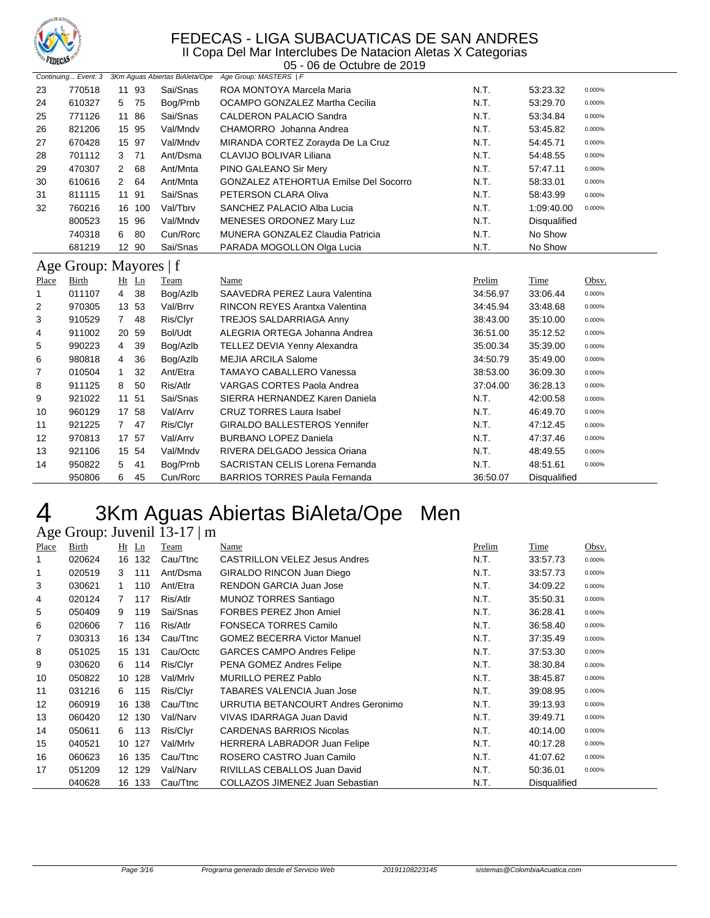# FEDECAS - LIGA SUBACUATICAS DE SAN ANDRES

II Copa Del Mar Interclubes De Natacion Aletas X Categorias

05 - 06 de Octubre de 2019

*Continuing... Event: 3 3Km Aguas Abiertas BiAleta/Ope Age Group: MASTERS | F*

| Place | Birth | Ht | Ln | Team | Name | Prelim | Time | Obsv. |
|---|---|---|---|---|---|---|---|---|
| 23 | 770518 | 11 | 93 | Sai/Snas | ROA MONTOYA Marcela Maria | N.T. | 53:23.32 | 0.000% |
| 24 | 610327 | 5 | 75 | Bog/Prnb | OCAMPO GONZALEZ Martha Cecilia | N.T. | 53:29.70 | 0.000% |
| 25 | 771126 | 11 | 86 | Sai/Snas | CALDERON PALACIO Sandra | N.T. | 53:34.84 | 0.000% |
| 26 | 821206 | 15 | 95 | Val/Mndv | CHAMORRO Johanna Andrea | N.T. | 53:45.82 | 0.000% |
| 27 | 670428 | 15 | 97 | Val/Mndv | MIRANDA CORTEZ Zorayda De La Cruz | N.T. | 54:45.71 | 0.000% |
| 28 | 701112 | 3 | 71 | Ant/Dsma | CLAVIJO BOLIVAR Liliana | N.T. | 54:48.55 | 0.000% |
| 29 | 470307 | 2 | 68 | Ant/Mnta | PINO GALEANO Sir Mery | N.T. | 57:47.11 | 0.000% |
| 30 | 610616 | 2 | 64 | Ant/Mnta | GONZALEZ ATEHORTUA Emilse Del Socorro | N.T. | 58:33.01 | 0.000% |
| 31 | 811115 | 11 | 91 | Sai/Snas | PETERSON CLARA Oliva | N.T. | 58:43.99 | 0.000% |
| 32 | 760216 | 16 | 100 | Val/Tbrv | SANCHEZ PALACIO Alba Lucia | N.T. | 1:09:40.00 | 0.000% |
| | 800523 | 15 | 96 | Val/Mndv | MENESES ORDONEZ Mary Luz | N.T. | Disqualified | |
| | 740318 | 6 | 80 | Cun/Rorc | MUNERA GONZALEZ Claudia Patricia | N.T. | No Show | |
| | 681219 | 12 | 90 | Sai/Snas | PARADA MOGOLLON Olga Lucia | N.T. | No Show | |

## Age Group: Mayores | f

| Place | Birth | Ht | Ln | Team | Name | Prelim | Time | Obsv. |
|---|---|---|---|---|---|---|---|---|
| 1 | 011107 | 4 | 38 | Bog/Azlb | SAAVEDRA PEREZ Laura Valentina | 34:56.97 | 33:06.44 | 0.000% |
| 2 | 970305 | 13 | 53 | Val/Brrv | RINCON REYES Arantxa Valentina | 34:45.94 | 33:48.68 | 0.000% |
| 3 | 910529 | 7 | 48 | Ris/Clyr | TREJOS SALDARRIAGA Anny | 38:43.00 | 35:10.00 | 0.000% |
| 4 | 911002 | 20 | 59 | Bol/Udt | ALEGRIA ORTEGA Johanna Andrea | 36:51.00 | 35:12.52 | 0.000% |
| 5 | 990223 | 4 | 39 | Bog/Azlb | TELLEZ DEVIA Yenny Alexandra | 35:00.34 | 35:39.00 | 0.000% |
| 6 | 980818 | 4 | 36 | Bog/Azlb | MEJIA ARCILA Salome | 34:50.79 | 35:49.00 | 0.000% |
| 7 | 010504 | 1 | 32 | Ant/Etra | TAMAYO CABALLERO Vanessa | 38:53.00 | 36:09.30 | 0.000% |
| 8 | 911125 | 8 | 50 | Ris/Atlr | VARGAS CORTES Paola Andrea | 37:04.00 | 36:28.13 | 0.000% |
| 9 | 921022 | 11 | 51 | Sai/Snas | SIERRA HERNANDEZ Karen Daniela | N.T. | 42:00.58 | 0.000% |
| 10 | 960129 | 17 | 58 | Val/Arrv | CRUZ TORRES Laura Isabel | N.T. | 46:49.70 | 0.000% |
| 11 | 921225 | 7 | 47 | Ris/Clyr | GIRALDO BALLESTEROS Yennifer | N.T. | 47:12.45 | 0.000% |
| 12 | 970813 | 17 | 57 | Val/Arrv | BURBANO LOPEZ Daniela | N.T. | 47:37.46 | 0.000% |
| 13 | 921106 | 15 | 54 | Val/Mndv | RIVERA DELGADO Jessica Oriana | N.T. | 48:49.55 | 0.000% |
| 14 | 950822 | 5 | 41 | Bog/Prnb | SACRISTAN CELIS Lorena Fernanda | N.T. | 48:51.61 | 0.000% |
| | 950806 | 6 | 45 | Cun/Rorc | BARRIOS TORRES Paula Fernanda | 36:50.07 | Disqualified | |

# 4 3Km Aguas Abiertas BiAleta/Ope Men

## Age Group: Juvenil 13-17 | m

| Place | Birth | Ht | Ln | Team | Name | Prelim | Time | Obsv. |
|---|---|---|---|---|---|---|---|---|
| 1 | 020624 | 16 | 132 | Cau/Ttnc | CASTRILLON VELEZ Jesus Andres | N.T. | 33:57.73 | 0.000% |
| 1 | 020519 | 3 | 111 | Ant/Dsma | GIRALDO RINCON Juan Diego | N.T. | 33:57.73 | 0.000% |
| 3 | 030621 | 1 | 110 | Ant/Etra | RENDON GARCIA Juan Jose | N.T. | 34:09.22 | 0.000% |
| 4 | 020124 | 7 | 117 | Ris/Atlr | MUNOZ TORRES Santiago | N.T. | 35:50.31 | 0.000% |
| 5 | 050409 | 9 | 119 | Sai/Snas | FORBES PEREZ Jhon Amiel | N.T. | 36:28.41 | 0.000% |
| 6 | 020606 | 7 | 116 | Ris/Atlr | FONSECA TORRES Camilo | N.T. | 36:58.40 | 0.000% |
| 7 | 030313 | 16 | 134 | Cau/Ttnc | GOMEZ BECERRA Victor Manuel | N.T. | 37:35.49 | 0.000% |
| 8 | 051025 | 15 | 131 | Cau/Octc | GARCES CAMPO Andres Felipe | N.T. | 37:53.30 | 0.000% |
| 9 | 030620 | 6 | 114 | Ris/Clyr | PENA GOMEZ Andres Felipe | N.T. | 38:30.84 | 0.000% |
| 10 | 050822 | 10 | 128 | Val/Mrlv | MURILLO PEREZ Pablo | N.T. | 38:45.87 | 0.000% |
| 11 | 031216 | 6 | 115 | Ris/Clyr | TABARES VALENCIA Juan Jose | N.T. | 39:08.95 | 0.000% |
| 12 | 060919 | 16 | 138 | Cau/Ttnc | URRUTIA BETANCOURT Andres Geronimo | N.T. | 39:13.93 | 0.000% |
| 13 | 060420 | 12 | 130 | Val/Narv | VIVAS IDARRAGA Juan David | N.T. | 39:49.71 | 0.000% |
| 14 | 050611 | 6 | 113 | Ris/Clyr | CARDENAS BARRIOS Nicolas | N.T. | 40:14.00 | 0.000% |
| 15 | 040521 | 10 | 127 | Val/Mrlv | HERRERA LABRADOR Juan Felipe | N.T. | 40:17.28 | 0.000% |
| 16 | 060623 | 16 | 135 | Cau/Ttnc | ROSERO CASTRO Juan Camilo | N.T. | 41:07.62 | 0.000% |
| 17 | 051209 | 12 | 129 | Val/Narv | RIVILLAS CEBALLOS Juan David | N.T. | 50:36.01 | 0.000% |
| | 040628 | 16 | 133 | Cau/Ttnc | COLLAZOS JIMENEZ Juan Sebastian | N.T. | Disqualified | |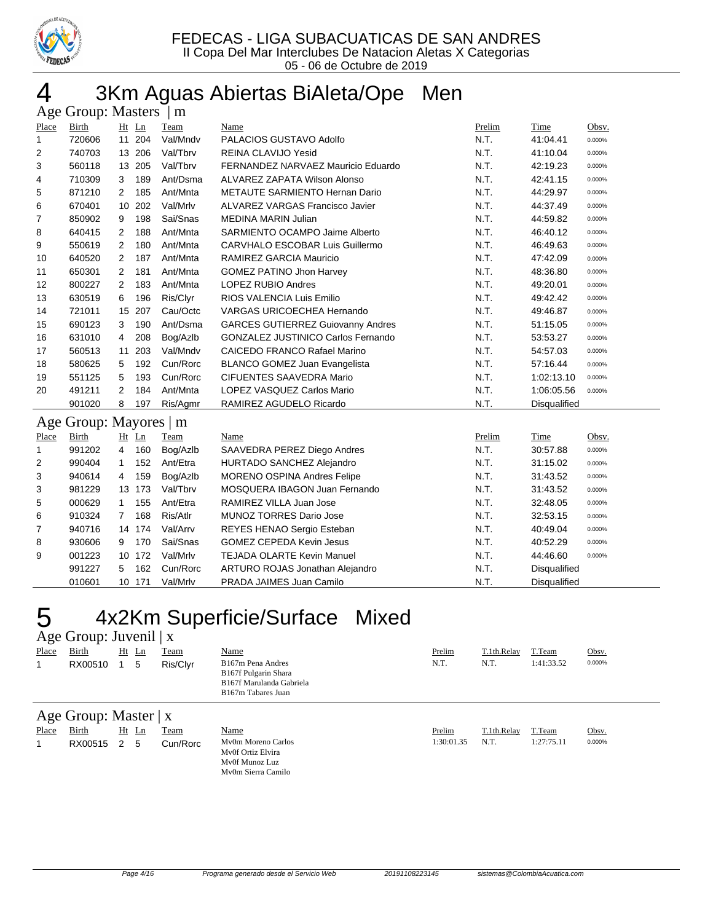FEDECAS - LIGA SUBACUATICAS DE SAN ANDRES
II Copa Del Mar Interclubes De Natacion Aletas X Categorias
05 - 06 de Octubre de 2019

# 4 3Km Aguas Abiertas BiAleta/Ope Men

## Age Group: Masters | m

| Place | Birth | Ht | Ln | Team | Name | Prelim | Time | Obsv. |
|---|---|---|---|---|---|---|---|---|
| 1 | 720606 | 11 | 204 | Val/Mndv | PALACIOS GUSTAVO Adolfo | N.T. | 41:04.41 | 0.000% |
| 2 | 740703 | 13 | 206 | Val/Tbrv | REINA CLAVIJO Yesid | N.T. | 41:10.04 | 0.000% |
| 3 | 560118 | 13 | 205 | Val/Tbrv | FERNANDEZ NARVAEZ Mauricio Eduardo | N.T. | 42:19.23 | 0.000% |
| 4 | 710309 | 3 | 189 | Ant/Dsma | ALVAREZ ZAPATA Wilson Alonso | N.T. | 42:41.15 | 0.000% |
| 5 | 871210 | 2 | 185 | Ant/Mnta | METAUTE SARMIENTO Hernan Dario | N.T. | 44:29.97 | 0.000% |
| 6 | 670401 | 10 | 202 | Val/Mrlv | ALVAREZ VARGAS Francisco Javier | N.T. | 44:37.49 | 0.000% |
| 7 | 850902 | 9 | 198 | Sai/Snas | MEDINA MARIN Julian | N.T. | 44:59.82 | 0.000% |
| 8 | 640415 | 2 | 188 | Ant/Mnta | SARMIENTO OCAMPO Jaime Alberto | N.T. | 46:40.12 | 0.000% |
| 9 | 550619 | 2 | 180 | Ant/Mnta | CARVHALO ESCOBAR Luis Guillermo | N.T. | 46:49.63 | 0.000% |
| 10 | 640520 | 2 | 187 | Ant/Mnta | RAMIREZ GARCIA Mauricio | N.T. | 47:42.09 | 0.000% |
| 11 | 650301 | 2 | 181 | Ant/Mnta | GOMEZ PATINO Jhon Harvey | N.T. | 48:36.80 | 0.000% |
| 12 | 800227 | 2 | 183 | Ant/Mnta | LOPEZ RUBIO Andres | N.T. | 49:20.01 | 0.000% |
| 13 | 630519 | 6 | 196 | Ris/Clyr | RIOS VALENCIA Luis Emilio | N.T. | 49:42.42 | 0.000% |
| 14 | 721011 | 15 | 207 | Cau/Octc | VARGAS URICOECHEA Hernando | N.T. | 49:46.87 | 0.000% |
| 15 | 690123 | 3 | 190 | Ant/Dsma | GARCES GUTIERREZ Guiovanny Andres | N.T. | 51:15.05 | 0.000% |
| 16 | 631010 | 4 | 208 | Bog/Azlb | GONZALEZ JUSTINICO Carlos Fernando | N.T. | 53:53.27 | 0.000% |
| 17 | 560513 | 11 | 203 | Val/Mndv | CAICEDO FRANCO Rafael Marino | N.T. | 54:57.03 | 0.000% |
| 18 | 580625 | 5 | 192 | Cun/Rorc | BLANCO GOMEZ Juan Evangelista | N.T. | 57:16.44 | 0.000% |
| 19 | 551125 | 5 | 193 | Cun/Rorc | CIFUENTES SAAVEDRA Mario | N.T. | 1:02:13.10 | 0.000% |
| 20 | 491211 | 2 | 184 | Ant/Mnta | LOPEZ VASQUEZ Carlos Mario | N.T. | 1:06:05.56 | 0.000% |
| | 901020 | 8 | 197 | Ris/Agmr | RAMIREZ AGUDELO Ricardo | N.T. | Disqualified | |

## Age Group: Mayores | m

| Place | Birth | Ht | Ln | Team | Name | Prelim | Time | Obsv. |
|---|---|---|---|---|---|---|---|---|
| 1 | 991202 | 4 | 160 | Bog/Azlb | SAAVEDRA PEREZ Diego Andres | N.T. | 30:57.88 | 0.000% |
| 2 | 990404 | 1 | 152 | Ant/Etra | HURTADO SANCHEZ Alejandro | N.T. | 31:15.02 | 0.000% |
| 3 | 940614 | 4 | 159 | Bog/Azlb | MORENO OSPINA Andres Felipe | N.T. | 31:43.52 | 0.000% |
| 3 | 981229 | 13 | 173 | Val/Tbrv | MOSQUERA IBAGON Juan Fernando | N.T. | 31:43.52 | 0.000% |
| 5 | 000629 | 1 | 155 | Ant/Etra | RAMIREZ VILLA Juan Jose | N.T. | 32:48.05 | 0.000% |
| 6 | 910324 | 7 | 168 | Ris/Atlr | MUNOZ TORRES Dario Jose | N.T. | 32:53.15 | 0.000% |
| 7 | 940716 | 14 | 174 | Val/Arrv | REYES HENAO Sergio Esteban | N.T. | 40:49.04 | 0.000% |
| 8 | 930606 | 9 | 170 | Sai/Snas | GOMEZ CEPEDA Kevin Jesus | N.T. | 40:52.29 | 0.000% |
| 9 | 001223 | 10 | 172 | Val/Mrlv | TEJADA OLARTE Kevin Manuel | N.T. | 44:46.60 | 0.000% |
| | 991227 | 5 | 162 | Cun/Rorc | ARTURO ROJAS Jonathan Alejandro | N.T. | Disqualified | |
| | 010601 | 10 | 171 | Val/Mrlv | PRADA JAIMES Juan Camilo | N.T. | Disqualified | |

# 5 4x2Km Superficie/Surface Mixed

## Age Group: Juvenil | x

| Place | Birth | Ht | Ln | Team | Name | Prelim | T.1th.Relay | T.Team | Obsv. |
|---|---|---|---|---|---|---|---|---|---|
| 1 | RX00510 | 1 | 5 | Ris/Clyr | B167m Pena Andres<br>B167f Pulgarin Shara<br>B167f Marulanda Gabriela<br>B167m Tabares Juan | N.T. | N.T. | 1:41:33.52 | 0.000% |

## Age Group: Master | x

| Place | Birth | Ht | Ln | Team | Name | Prelim | T.1th.Relay | T.Team | Obsv. |
|---|---|---|---|---|---|---|---|---|---|
| 1 | RX00515 | 2 | 5 | Cun/Rorc | Mv0m Moreno Carlos<br>Mv0f Ortiz Elvira<br>Mv0f Munoz Luz<br>Mv0m Sierra Camilo | 1:30:01.35 | N.T. | 1:27:75.11 | 0.000% |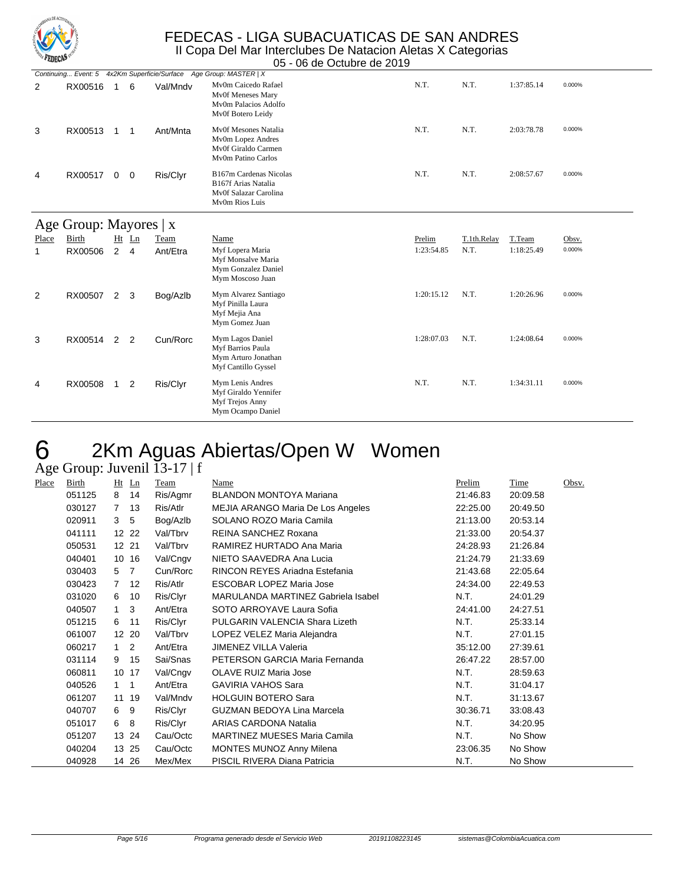# FEDECAS - LIGA SUBACUATICAS DE SAN ANDRES

II Copa Del Mar Interclubes De Natacion Aletas X Categorias

05 - 06 de Octubre de 2019

*Continuing... Event: 5 4x2Km Superficie/Surface Age Group: MASTER | X*

| Place | Birth | Ht | Ln | Team | Name | Prelim | T.1th.Relay | T.Team | Obsv. |
|---|---|---|---|---|---|---|---|---|---|
| 2 | RX00516 | 1 | 6 | Val/Mndv | Mv0m Caicedo Rafael<br>Mv0f Meneses Mary<br>Mv0m Palacios Adolfo<br>Mv0f Botero Leidy | N.T. | N.T. | 1:37:85.14 | 0.000% |
| 3 | RX00513 | 1 | 1 | Ant/Mnta | Mv0f Mesones Natalia<br>Mv0m Lopez Andres<br>Mv0f Giraldo Carmen<br>Mv0m Patino Carlos | N.T. | N.T. | 2:03:78.78 | 0.000% |
| 4 | RX00517 | 0 | 0 | Ris/Clyr | B167m Cardenas Nicolas<br>B167f Arias Natalia<br>Mv0f Salazar Carolina<br>Mv0m Rios Luis | N.T. | N.T. | 2:08:57.67 | 0.000% |

## Age Group: Mayores | x

| Place | Birth | Ht | Ln | Team | Name | Prelim | T.1th.Relay | T.Team | Obsv. |
|---|---|---|---|---|---|---|---|---|---|
| 1 | RX00506 | 2 | 4 | Ant/Etra | Myf Lopera Maria<br>Myf Monsalve Maria<br>Mym Gonzalez Daniel<br>Mym Moscoso Juan | 1:23:54.85 | N.T. | 1:18:25.49 | 0.000% |
| 2 | RX00507 | 2 | 3 | Bog/Azlb | Mym Alvarez Santiago<br>Myf Pinilla Laura<br>Myf Mejia Ana<br>Mym Gomez Juan | 1:20:15.12 | N.T. | 1:20:26.96 | 0.000% |
| 3 | RX00514 | 2 | 2 | Cun/Rorc | Mym Lagos Daniel<br>Myf Barrios Paula<br>Mym Arturo Jonathan<br>Myf Cantillo Gyssel | 1:28:07.03 | N.T. | 1:24:08.64 | 0.000% |
| 4 | RX00508 | 1 | 2 | Ris/Clyr | Mym Lenis Andres<br>Myf Giraldo Yennifer<br>Myf Trejos Anny<br>Mym Ocampo Daniel | N.T. | N.T. | 1:34:31.11 | 0.000% |

# 6 2Km Aguas Abiertas/Open W Women

## Age Group: Juvenil 13-17 | f

| Place | Birth | Ht | Ln | Team | Name | Prelim | Time | Obsv. |
|---|---|---|---|---|---|---|---|---|
| | 051125 | 8 | 14 | Ris/Agmr | BLANDON MONTOYA Mariana | 21:46.83 | 20:09.58 | |
| | 030127 | 7 | 13 | Ris/Atlr | MEJIA ARANGO Maria De Los Angeles | 22:25.00 | 20:49.50 | |
| | 020911 | 3 | 5 | Bog/Azlb | SOLANO ROZO Maria Camila | 21:13.00 | 20:53.14 | |
| | 041111 | 12 | 22 | Val/Tbrv | REINA SANCHEZ Roxana | 21:33.00 | 20:54.37 | |
| | 050531 | 12 | 21 | Val/Tbrv | RAMIREZ HURTADO Ana Maria | 24:28.93 | 21:26.84 | |
| | 040401 | 10 | 16 | Val/Cngv | NIETO SAAVEDRA Ana Lucia | 21:24.79 | 21:33.69 | |
| | 030403 | 5 | 7 | Cun/Rorc | RINCON REYES Ariadna Estefania | 21:43.68 | 22:05.64 | |
| | 030423 | 7 | 12 | Ris/Atlr | ESCOBAR LOPEZ Maria Jose | 24:34.00 | 22:49.53 | |
| | 031020 | 6 | 10 | Ris/Clyr | MARULANDA MARTINEZ Gabriela Isabel | N.T. | 24:01.29 | |
| | 040507 | 1 | 3 | Ant/Etra | SOTO ARROYAVE Laura Sofia | 24:41.00 | 24:27.51 | |
| | 051215 | 6 | 11 | Ris/Clyr | PULGARIN VALENCIA Shara Lizeth | N.T. | 25:33.14 | |
| | 061007 | 12 | 20 | Val/Tbrv | LOPEZ VELEZ Maria Alejandra | N.T. | 27:01.15 | |
| | 060217 | 1 | 2 | Ant/Etra | JIMENEZ VILLA Valeria | 35:12.00 | 27:39.61 | |
| | 031114 | 9 | 15 | Sai/Snas | PETERSON GARCIA Maria Fernanda | 26:47.22 | 28:57.00 | |
| | 060811 | 10 | 17 | Val/Cngv | OLAVE RUIZ Maria Jose | N.T. | 28:59.63 | |
| | 040526 | 1 | 1 | Ant/Etra | GAVIRIA VAHOS Sara | N.T. | 31:04.17 | |
| | 061207 | 11 | 19 | Val/Mndv | HOLGUIN BOTERO Sara | N.T. | 31:13.67 | |
| | 040707 | 6 | 9 | Ris/Clyr | GUZMAN BEDOYA Lina Marcela | 30:36.71 | 33:08.43 | |
| | 051017 | 6 | 8 | Ris/Clyr | ARIAS CARDONA Natalia | N.T. | 34:20.95 | |
| | 051207 | 13 | 24 | Cau/Octc | MARTINEZ MUESES Maria Camila | N.T. | No Show | |
| | 040204 | 13 | 25 | Cau/Octc | MONTES MUNOZ Anny Milena | 23:06.35 | No Show | |
| | 040928 | 14 | 26 | Mex/Mex | PISCIL RIVERA Diana Patricia | N.T. | No Show | |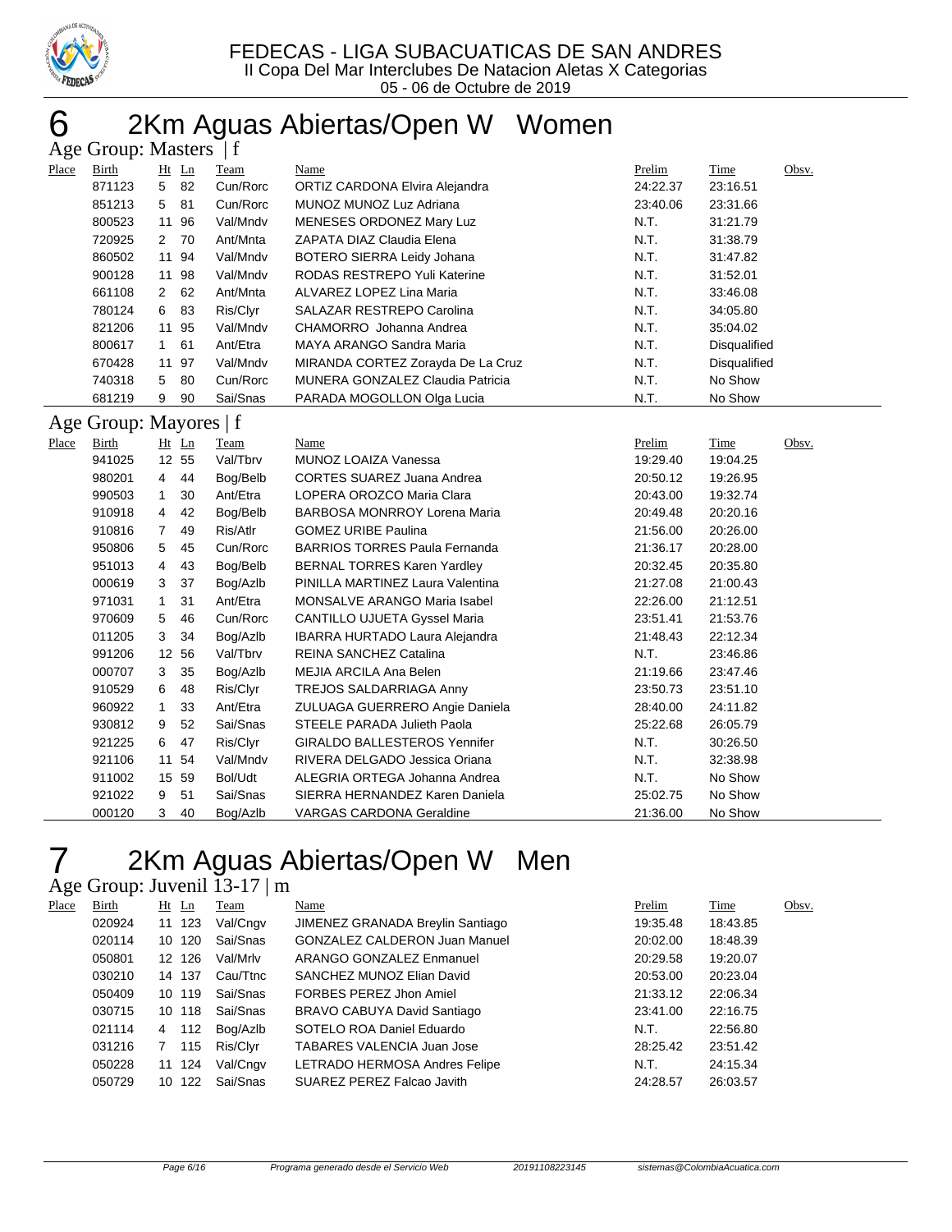FEDECAS - LIGA SUBACUATICAS DE SAN ANDRES
II Copa Del Mar Interclubes De Natacion Aletas X Categorias
05 - 06 de Octubre de 2019

# 6 2Km Aguas Abiertas/Open W Women

## Age Group: Masters | f

| Place | Birth | Ht | Ln | Team | Name | Prelim | Time | Obsv. |
|---|---|---|---|---|---|---|---|---|
| | 871123 | 5 | 82 | Cun/Rorc | ORTIZ CARDONA Elvira Alejandra | 24:22.37 | 23:16.51 | |
| | 851213 | 5 | 81 | Cun/Rorc | MUNOZ MUNOZ Luz Adriana | 23:40.06 | 23:31.66 | |
| | 800523 | 11 | 96 | Val/Mndv | MENESES ORDONEZ Mary Luz | N.T. | 31:21.79 | |
| | 720925 | 2 | 70 | Ant/Mnta | ZAPATA DIAZ Claudia Elena | N.T. | 31:38.79 | |
| | 860502 | 11 | 94 | Val/Mndv | BOTERO SIERRA Leidy Johana | N.T. | 31:47.82 | |
| | 900128 | 11 | 98 | Val/Mndv | RODAS RESTREPO Yuli Katerine | N.T. | 31:52.01 | |
| | 661108 | 2 | 62 | Ant/Mnta | ALVAREZ LOPEZ Lina Maria | N.T. | 33:46.08 | |
| | 780124 | 6 | 83 | Ris/Clyr | SALAZAR RESTREPO Carolina | N.T. | 34:05.80 | |
| | 821206 | 11 | 95 | Val/Mndv | CHAMORRO Johanna Andrea | N.T. | 35:04.02 | |
| | 800617 | 1 | 61 | Ant/Etra | MAYA ARANGO Sandra Maria | N.T. | Disqualified | |
| | 670428 | 11 | 97 | Val/Mndv | MIRANDA CORTEZ Zorayda De La Cruz | N.T. | Disqualified | |
| | 740318 | 5 | 80 | Cun/Rorc | MUNERA GONZALEZ Claudia Patricia | N.T. | No Show | |
| | 681219 | 9 | 90 | Sai/Snas | PARADA MOGOLLON Olga Lucia | N.T. | No Show | |

## Age Group: Mayores | f

| Place | Birth | Ht | Ln | Team | Name | Prelim | Time | Obsv. |
|---|---|---|---|---|---|---|---|---|
| | 941025 | 12 | 55 | Val/Tbrv | MUNOZ LOAIZA Vanessa | 19:29.40 | 19:04.25 | |
| | 980201 | 4 | 44 | Bog/Belb | CORTES SUAREZ Juana Andrea | 20:50.12 | 19:26.95 | |
| | 990503 | 1 | 30 | Ant/Etra | LOPERA OROZCO Maria Clara | 20:43.00 | 19:32.74 | |
| | 910918 | 4 | 42 | Bog/Belb | BARBOSA MONRROY Lorena Maria | 20:49.48 | 20:20.16 | |
| | 910816 | 7 | 49 | Ris/Atlr | GOMEZ URIBE Paulina | 21:56.00 | 20:26.00 | |
| | 950806 | 5 | 45 | Cun/Rorc | BARRIOS TORRES Paula Fernanda | 21:36.17 | 20:28.00 | |
| | 951013 | 4 | 43 | Bog/Belb | BERNAL TORRES Karen Yardley | 20:32.45 | 20:35.80 | |
| | 000619 | 3 | 37 | Bog/Azlb | PINILLA MARTINEZ Laura Valentina | 21:27.08 | 21:00.43 | |
| | 971031 | 1 | 31 | Ant/Etra | MONSALVE ARANGO Maria Isabel | 22:26.00 | 21:12.51 | |
| | 970609 | 5 | 46 | Cun/Rorc | CANTILLO UJUETA Gyssel Maria | 23:51.41 | 21:53.76 | |
| | 011205 | 3 | 34 | Bog/Azlb | IBARRA HURTADO Laura Alejandra | 21:48.43 | 22:12.34 | |
| | 991206 | 12 | 56 | Val/Tbrv | REINA SANCHEZ Catalina | N.T. | 23:46.86 | |
| | 000707 | 3 | 35 | Bog/Azlb | MEJIA ARCILA Ana Belen | 21:19.66 | 23:47.46 | |
| | 910529 | 6 | 48 | Ris/Clyr | TREJOS SALDARRIAGA Anny | 23:50.73 | 23:51.10 | |
| | 960922 | 1 | 33 | Ant/Etra | ZULUAGA GUERRERO Angie Daniela | 28:40.00 | 24:11.82 | |
| | 930812 | 9 | 52 | Sai/Snas | STEELE PARADA Julieth Paola | 25:22.68 | 26:05.79 | |
| | 921225 | 6 | 47 | Ris/Clyr | GIRALDO BALLESTEROS Yennifer | N.T. | 30:26.50 | |
| | 921106 | 11 | 54 | Val/Mndv | RIVERA DELGADO Jessica Oriana | N.T. | 32:38.98 | |
| | 911002 | 15 | 59 | Bol/Udt | ALEGRIA ORTEGA Johanna Andrea | N.T. | No Show | |
| | 921022 | 9 | 51 | Sai/Snas | SIERRA HERNANDEZ Karen Daniela | 25:02.75 | No Show | |
| | 000120 | 3 | 40 | Bog/Azlb | VARGAS CARDONA Geraldine | 21:36.00 | No Show | |

# 7 2Km Aguas Abiertas/Open W Men

## Age Group: Juvenil 13-17 | m

| Place | Birth | Ht | Ln | Team | Name | Prelim | Time | Obsv. |
|---|---|---|---|---|---|---|---|---|
| | 020924 | 11 | 123 | Val/Cngv | JIMENEZ GRANADA Breylin Santiago | 19:35.48 | 18:43.85 | |
| | 020114 | 10 | 120 | Sai/Snas | GONZALEZ CALDERON Juan Manuel | 20:02.00 | 18:48.39 | |
| | 050801 | 12 | 126 | Val/Mrlv | ARANGO GONZALEZ Enmanuel | 20:29.58 | 19:20.07 | |
| | 030210 | 14 | 137 | Cau/Ttnc | SANCHEZ MUNOZ Elian David | 20:53.00 | 20:23.04 | |
| | 050409 | 10 | 119 | Sai/Snas | FORBES PEREZ Jhon Amiel | 21:33.12 | 22:06.34 | |
| | 030715 | 10 | 118 | Sai/Snas | BRAVO CABUYA David Santiago | 23:41.00 | 22:16.75 | |
| | 021114 | 4 | 112 | Bog/Azlb | SOTELO ROA Daniel Eduardo | N.T. | 22:56.80 | |
| | 031216 | 7 | 115 | Ris/Clyr | TABARES VALENCIA Juan Jose | 28:25.42 | 23:51.42 | |
| | 050228 | 11 | 124 | Val/Cngv | LETRADO HERMOSA Andres Felipe | N.T. | 24:15.34 | |
| | 050729 | 10 | 122 | Sai/Snas | SUAREZ PEREZ Falcao Javith | 24:28.57 | 26:03.57 | |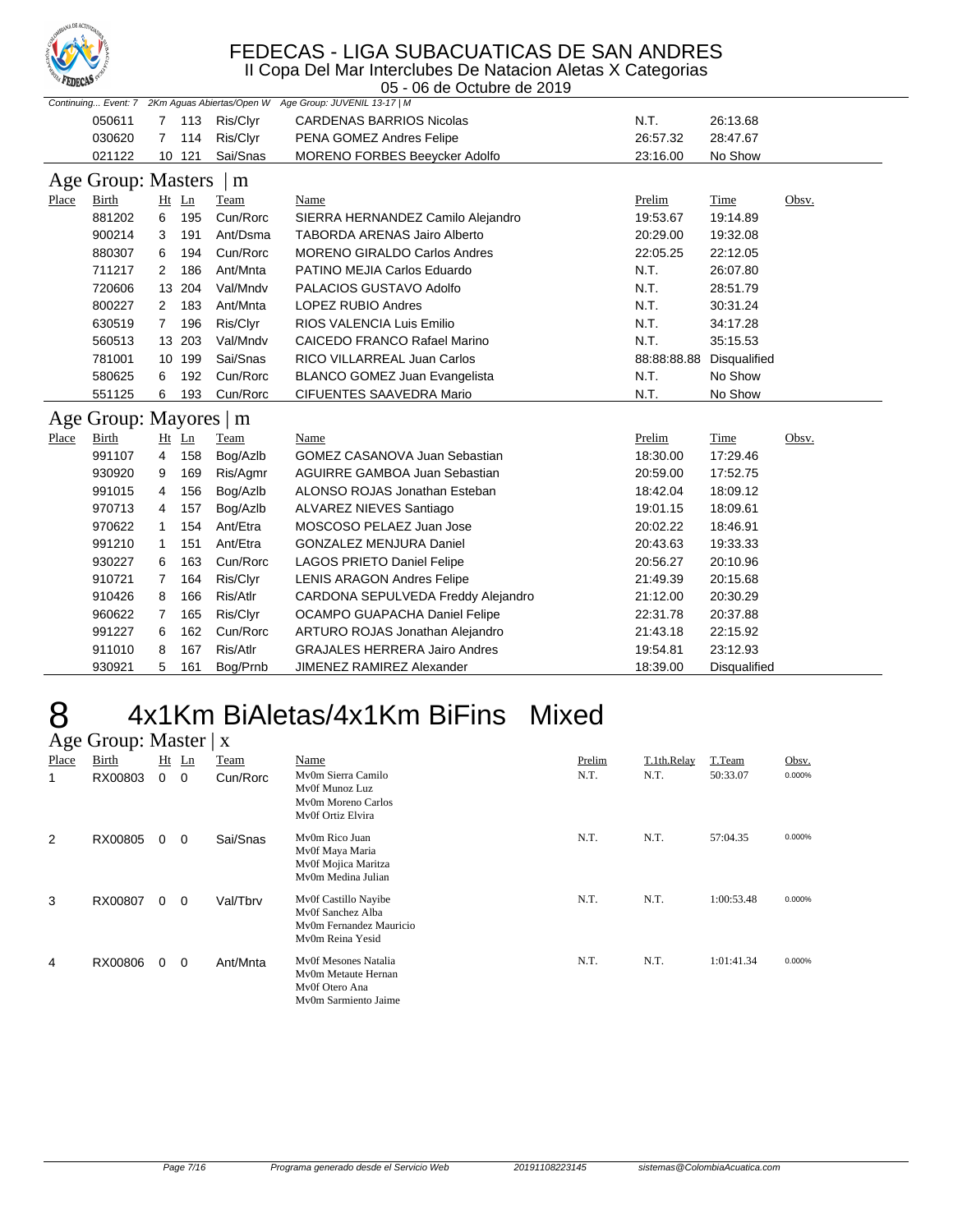FEDECAS - LIGA SUBACUATICAS DE SAN ANDRES

II Copa Del Mar Interclubes De Natacion Aletas X Categorias

05 - 06 de Octubre de 2019

Continuing... Event: 7 2Km Aguas Abiertas/Open W Age Group: JUVENIL 13-17 | M

| Place | Birth | Ht | Ln | Team | Name | Prelim | Time | Obsv. |
|---|---|---|---|---|---|---|---|---|
| | 050611 | 7 | 113 | Ris/Clyr | CARDENAS BARRIOS Nicolas | N.T. | 26:13.68 | |
| | 030620 | 7 | 114 | Ris/Clyr | PENA GOMEZ Andres Felipe | 26:57.32 | 28:47.67 | |
| | 021122 | 10 | 121 | Sai/Snas | MORENO FORBES Beeycker Adolfo | 23:16.00 | No Show | |

## Age Group: Masters | m

| Place | Birth | Ht | Ln | Team | Name | Prelim | Time | Obsv. |
|---|---|---|---|---|---|---|---|---|
| | 881202 | 6 | 195 | Cun/Rorc | SIERRA HERNANDEZ Camilo Alejandro | 19:53.67 | 19:14.89 | |
| | 900214 | 3 | 191 | Ant/Dsma | TABORDA ARENAS Jairo Alberto | 20:29.00 | 19:32.08 | |
| | 880307 | 6 | 194 | Cun/Rorc | MORENO GIRALDO Carlos Andres | 22:05.25 | 22:12.05 | |
| | 711217 | 2 | 186 | Ant/Mnta | PATINO MEJIA Carlos Eduardo | N.T. | 26:07.80 | |
| | 720606 | 13 | 204 | Val/Mndv | PALACIOS GUSTAVO Adolfo | N.T. | 28:51.79 | |
| | 800227 | 2 | 183 | Ant/Mnta | LOPEZ RUBIO Andres | N.T. | 30:31.24 | |
| | 630519 | 7 | 196 | Ris/Clyr | RIOS VALENCIA Luis Emilio | N.T. | 34:17.28 | |
| | 560513 | 13 | 203 | Val/Mndv | CAICEDO FRANCO Rafael Marino | N.T. | 35:15.53 | |
| | 781001 | 10 | 199 | Sai/Snas | RICO VILLARREAL Juan Carlos | 88:88:88.88 | Disqualified | |
| | 580625 | 6 | 192 | Cun/Rorc | BLANCO GOMEZ Juan Evangelista | N.T. | No Show | |
| | 551125 | 6 | 193 | Cun/Rorc | CIFUENTES SAAVEDRA Mario | N.T. | No Show | |

## Age Group: Mayores | m

| Place | Birth | Ht | Ln | Team | Name | Prelim | Time | Obsv. |
|---|---|---|---|---|---|---|---|---|
| | 991107 | 4 | 158 | Bog/Azlb | GOMEZ CASANOVA Juan Sebastian | 18:30.00 | 17:29.46 | |
| | 930920 | 9 | 169 | Ris/Agmr | AGUIRRE GAMBOA Juan Sebastian | 20:59.00 | 17:52.75 | |
| | 991015 | 4 | 156 | Bog/Azlb | ALONSO ROJAS Jonathan Esteban | 18:42.04 | 18:09.12 | |
| | 970713 | 4 | 157 | Bog/Azlb | ALVAREZ NIEVES Santiago | 19:01.15 | 18:09.61 | |
| | 970622 | 1 | 154 | Ant/Etra | MOSCOSO PELAEZ Juan Jose | 20:02.22 | 18:46.91 | |
| | 991210 | 1 | 151 | Ant/Etra | GONZALEZ MENJURA Daniel | 20:43.63 | 19:33.33 | |
| | 930227 | 6 | 163 | Cun/Rorc | LAGOS PRIETO Daniel Felipe | 20:56.27 | 20:10.96 | |
| | 910721 | 7 | 164 | Ris/Clyr | LENIS ARAGON Andres Felipe | 21:49.39 | 20:15.68 | |
| | 910426 | 8 | 166 | Ris/Atlr | CARDONA SEPULVEDA Freddy Alejandro | 21:12.00 | 20:30.29 | |
| | 960622 | 7 | 165 | Ris/Clyr | OCAMPO GUAPACHA Daniel Felipe | 22:31.78 | 20:37.88 | |
| | 991227 | 6 | 162 | Cun/Rorc | ARTURO ROJAS Jonathan Alejandro | 21:43.18 | 22:15.92 | |
| | 911010 | 8 | 167 | Ris/Atlr | GRAJALES HERRERA Jairo Andres | 19:54.81 | 23:12.93 | |
| | 930921 | 5 | 161 | Bog/Prnb | JIMENEZ RAMIREZ Alexander | 18:39.00 | Disqualified | |

# 8 4x1Km BiAletas/4x1Km BiFins Mixed

## Age Group: Master | x

| Place | Birth | Ht | Ln | Team | Name | Prelim | T.1th.Relay | T.Team | Obsv. |
|---|---|---|---|---|---|---|---|---|---|
| 1 | RX00803 | 0 | 0 | Cun/Rorc | Mv0m Sierra Camilo<br>Mv0f Munoz Luz<br>Mv0m Moreno Carlos<br>Mv0f Ortiz Elvira | N.T. | N.T. | 50:33.07 | 0.000% |
| 2 | RX00805 | 0 | 0 | Sai/Snas | Mv0m Rico Juan<br>Mv0f Maya Maria<br>Mv0f Mojica Maritza<br>Mv0m Medina Julian | N.T. | N.T. | 57:04.35 | 0.000% |
| 3 | RX00807 | 0 | 0 | Val/Tbrv | Mv0f Castillo Nayibe<br>Mv0f Sanchez Alba<br>Mv0m Fernandez Mauricio<br>Mv0m Reina Yesid | N.T. | N.T. | 1:00:53.48 | 0.000% |
| 4 | RX00806 | 0 | 0 | Ant/Mnta | Mv0f Mesones Natalia<br>Mv0m Metaute Hernan<br>Mv0f Otero Ana<br>Mv0m Sarmiento Jaime | N.T. | N.T. | 1:01:41.34 | 0.000% |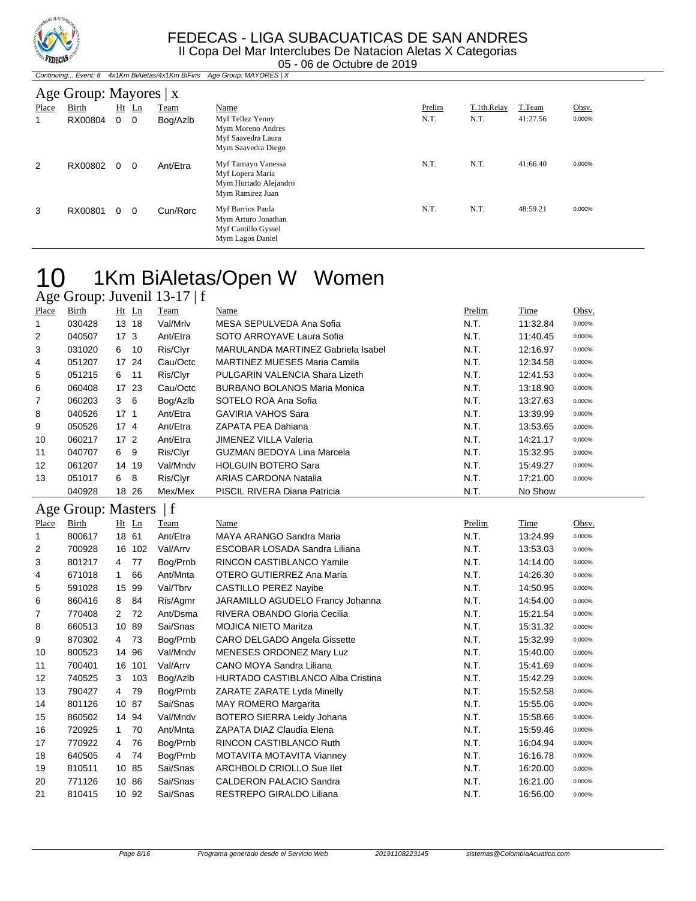# FEDECAS - LIGA SUBACUATICAS DE SAN ANDRES

II Copa Del Mar Interclubes De Natacion Aletas X Categorias

05 - 06 de Octubre de 2019

*Continuing... Event: 8 4x1Km BiAletas/4x1Km BiFins Age Group: MAYORES | X*

## Age Group: Mayores | x

| Place | Birth | Ht | Ln | Team | Name | Prelim | T.1th.Relay | T.Team | Obsv. |
|---|---|---|---|---|---|---|---|---|---|
| 1 | RX00804 | 0 | 0 | Bog/Azlb | Myf Tellez Yenny<br>Mym Moreno Andres<br>Myf Saavedra Laura<br>Mym Saavedra Diego | N.T. | N.T. | 41:27.56 | 0.000% |
| 2 | RX00802 | 0 | 0 | Ant/Etra | Myf Tamayo Vanessa<br>Myf Lopera Maria<br>Mym Hurtado Alejandro<br>Mym Ramirez Juan | N.T. | N.T. | 41:66.40 | 0.000% |
| 3 | RX00801 | 0 | 0 | Cun/Rorc | Myf Barrios Paula<br>Mym Arturo Jonathan<br>Myf Cantillo Gyssel<br>Mym Lagos Daniel | N.T. | N.T. | 48:59.21 | 0.000% |

# 10 1Km BiAletas/Open W Women

## Age Group: Juvenil 13-17 | f

| Place | Birth | Ht | Ln | Team | Name | Prelim | Time | Obsv. |
|---|---|---|---|---|---|---|---|---|
| 1 | 030428 | 13 | 18 | Val/Mrlv | MESA SEPULVEDA Ana Sofia | N.T. | 11:32.84 | 0.000% |
| 2 | 040507 | 17 | 3 | Ant/Etra | SOTO ARROYAVE Laura Sofia | N.T. | 11:40.45 | 0.000% |
| 3 | 031020 | 6 | 10 | Ris/Clyr | MARULANDA MARTINEZ Gabriela Isabel | N.T. | 12:16.97 | 0.000% |
| 4 | 051207 | 17 | 24 | Cau/Octc | MARTINEZ MUESES Maria Camila | N.T. | 12:34.58 | 0.000% |
| 5 | 051215 | 6 | 11 | Ris/Clyr | PULGARIN VALENCIA Shara Lizeth | N.T. | 12:41.53 | 0.000% |
| 6 | 060408 | 17 | 23 | Cau/Octc | BURBANO BOLANOS Maria Monica | N.T. | 13:18.90 | 0.000% |
| 7 | 060203 | 3 | 6 | Bog/Azlb | SOTELO ROA Ana Sofia | N.T. | 13:27.63 | 0.000% |
| 8 | 040526 | 17 | 1 | Ant/Etra | GAVIRIA VAHOS Sara | N.T. | 13:39.99 | 0.000% |
| 9 | 050526 | 17 | 4 | Ant/Etra | ZAPATA PEA Dahiana | N.T. | 13:53.65 | 0.000% |
| 10 | 060217 | 17 | 2 | Ant/Etra | JIMENEZ VILLA Valeria | N.T. | 14:21.17 | 0.000% |
| 11 | 040707 | 6 | 9 | Ris/Clyr | GUZMAN BEDOYA Lina Marcela | N.T. | 15:32.95 | 0.000% |
| 12 | 061207 | 14 | 19 | Val/Mndv | HOLGUIN BOTERO Sara | N.T. | 15:49.27 | 0.000% |
| 13 | 051017 | 6 | 8 | Ris/Clyr | ARIAS CARDONA Natalia | N.T. | 17:21.00 | 0.000% |
|  | 040928 | 18 | 26 | Mex/Mex | PISCIL RIVERA Diana Patricia | N.T. | No Show |  |

## Age Group: Masters | f

| Place | Birth | Ht | Ln | Team | Name | Prelim | Time | Obsv. |
|---|---|---|---|---|---|---|---|---|
| 1 | 800617 | 18 | 61 | Ant/Etra | MAYA ARANGO Sandra Maria | N.T. | 13:24.99 | 0.000% |
| 2 | 700928 | 16 | 102 | Val/Arrv | ESCOBAR LOSADA Sandra Liliana | N.T. | 13:53.03 | 0.000% |
| 3 | 801217 | 4 | 77 | Bog/Prnb | RINCON CASTIBLANCO Yamile | N.T. | 14:14.00 | 0.000% |
| 4 | 671018 | 1 | 66 | Ant/Mnta | OTERO GUTIERREZ Ana Maria | N.T. | 14:26.30 | 0.000% |
| 5 | 591028 | 15 | 99 | Val/Tbrv | CASTILLO PEREZ Nayibe | N.T. | 14:50.95 | 0.000% |
| 6 | 860416 | 8 | 84 | Ris/Agmr | JARAMILLO AGUDELO Francy Johanna | N.T. | 14:54.00 | 0.000% |
| 7 | 770408 | 2 | 72 | Ant/Dsma | RIVERA OBANDO Gloria Cecilia | N.T. | 15:21.54 | 0.000% |
| 8 | 660513 | 10 | 89 | Sai/Snas | MOJICA NIETO Maritza | N.T. | 15:31.32 | 0.000% |
| 9 | 870302 | 4 | 73 | Bog/Prnb | CARO DELGADO Angela Gissette | N.T. | 15:32.99 | 0.000% |
| 10 | 800523 | 14 | 96 | Val/Mndv | MENESES ORDONEZ Mary Luz | N.T. | 15:40.00 | 0.000% |
| 11 | 700401 | 16 | 101 | Val/Arrv | CANO MOYA Sandra Liliana | N.T. | 15:41.69 | 0.000% |
| 12 | 740525 | 3 | 103 | Bog/Azlb | HURTADO CASTIBLANCO Alba Cristina | N.T. | 15:42.29 | 0.000% |
| 13 | 790427 | 4 | 79 | Bog/Prnb | ZARATE ZARATE Lyda Minelly | N.T. | 15:52.58 | 0.000% |
| 14 | 801126 | 10 | 87 | Sai/Snas | MAY ROMERO Margarita | N.T. | 15:55.06 | 0.000% |
| 15 | 860502 | 14 | 94 | Val/Mndv | BOTERO SIERRA Leidy Johana | N.T. | 15:58.66 | 0.000% |
| 16 | 720925 | 1 | 70 | Ant/Mnta | ZAPATA DIAZ Claudia Elena | N.T. | 15:59.46 | 0.000% |
| 17 | 770922 | 4 | 76 | Bog/Prnb | RINCON CASTIBLANCO Ruth | N.T. | 16:04.94 | 0.000% |
| 18 | 640505 | 4 | 74 | Bog/Prnb | MOTAVITA MOTAVITA Vianney | N.T. | 16:16.78 | 0.000% |
| 19 | 810511 | 10 | 85 | Sai/Snas | ARCHBOLD CRIOLLO Sue Ilet | N.T. | 16:20.00 | 0.000% |
| 20 | 771126 | 10 | 86 | Sai/Snas | CALDERON PALACIO Sandra | N.T. | 16:21.00 | 0.000% |
| 21 | 810415 | 10 | 92 | Sai/Snas | RESTREPO GIRALDO Liliana | N.T. | 16:56.00 | 0.000% |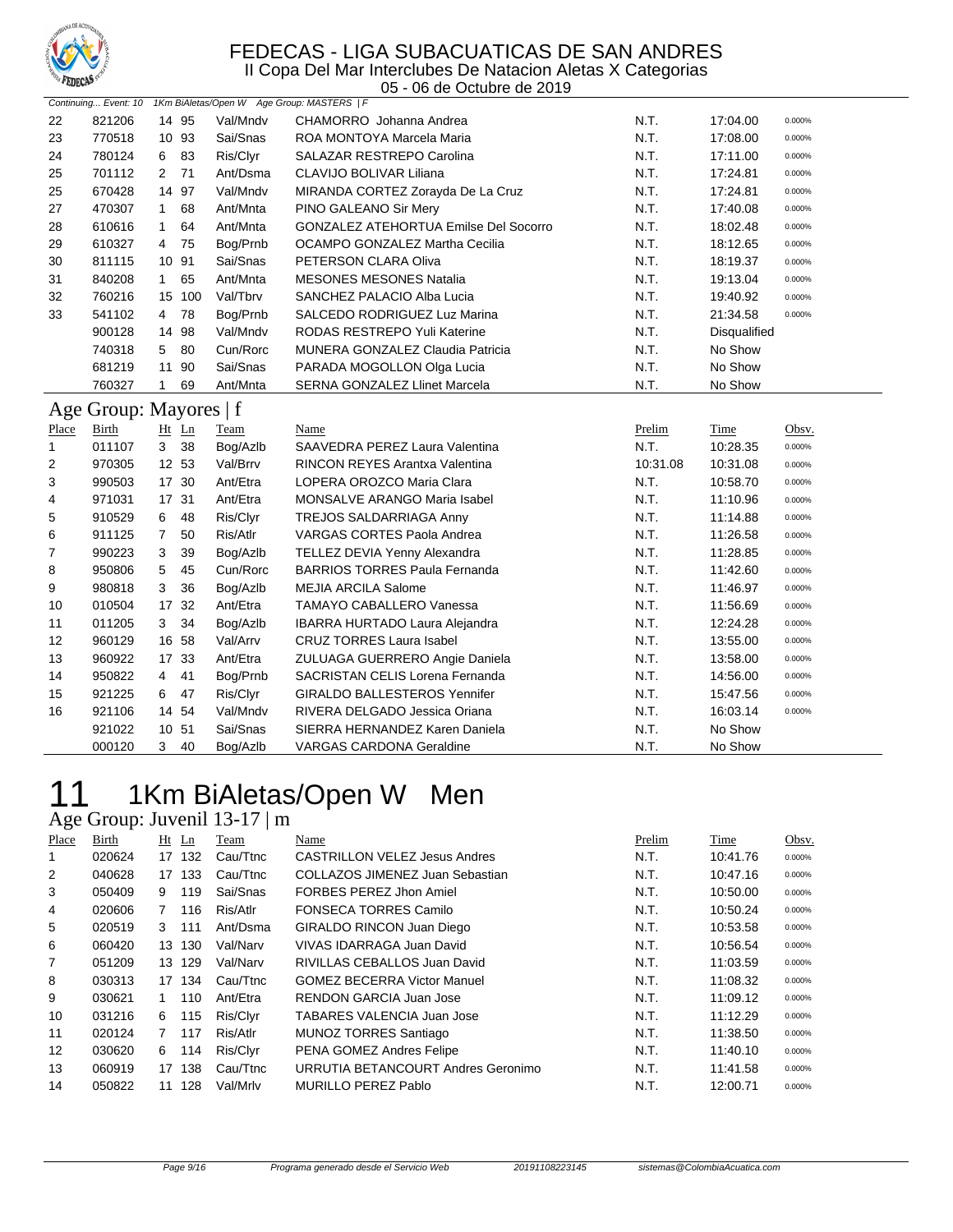Continuing... Event: 10 1Km BiAletas/Open W Age Group: MASTERS | F

| Place | Birth | Ht | Ln | Team | Name | Prelim | Time | Obsv. |
|---|---|---|---|---|---|---|---|---|
| 22 | 821206 | 14 | 95 | Val/Mndv | CHAMORRO Johanna Andrea | N.T. | 17:04.00 | 0.000% |
| 23 | 770518 | 10 | 93 | Sai/Snas | ROA MONTOYA Marcela Maria | N.T. | 17:08.00 | 0.000% |
| 24 | 780124 | 6 | 83 | Ris/Clyr | SALAZAR RESTREPO Carolina | N.T. | 17:11.00 | 0.000% |
| 25 | 701112 | 2 | 71 | Ant/Dsma | CLAVIJO BOLIVAR Liliana | N.T. | 17:24.81 | 0.000% |
| 25 | 670428 | 14 | 97 | Val/Mndv | MIRANDA CORTEZ Zorayda De La Cruz | N.T. | 17:24.81 | 0.000% |
| 27 | 470307 | 1 | 68 | Ant/Mnta | PINO GALEANO Sir Mery | N.T. | 17:40.08 | 0.000% |
| 28 | 610616 | 1 | 64 | Ant/Mnta | GONZALEZ ATEHORTUA Emilse Del Socorro | N.T. | 18:02.48 | 0.000% |
| 29 | 610327 | 4 | 75 | Bog/Prnb | OCAMPO GONZALEZ Martha Cecilia | N.T. | 18:12.65 | 0.000% |
| 30 | 811115 | 10 | 91 | Sai/Snas | PETERSON CLARA Oliva | N.T. | 18:19.37 | 0.000% |
| 31 | 840208 | 1 | 65 | Ant/Mnta | MESONES MESONES Natalia | N.T. | 19:13.04 | 0.000% |
| 32 | 760216 | 15 | 100 | Val/Tbrv | SANCHEZ PALACIO Alba Lucia | N.T. | 19:40.92 | 0.000% |
| 33 | 541102 | 4 | 78 | Bog/Prnb | SALCEDO RODRIGUEZ Luz Marina | N.T. | 21:34.58 | 0.000% |
| | 900128 | 14 | 98 | Val/Mndv | RODAS RESTREPO Yuli Katerine | N.T. | Disqualified | |
| | 740318 | 5 | 80 | Cun/Rorc | MUNERA GONZALEZ Claudia Patricia | N.T. | No Show | |
| | 681219 | 11 | 90 | Sai/Snas | PARADA MOGOLLON Olga Lucia | N.T. | No Show | |
| | 760327 | 1 | 69 | Ant/Mnta | SERNA GONZALEZ Llinet Marcela | N.T. | No Show | |

## Age Group: Mayores | f

| Place | Birth | Ht | Ln | Team | Name | Prelim | Time | Obsv. |
|---|---|---|---|---|---|---|---|---|
| 1 | 011107 | 3 | 38 | Bog/Azlb | SAAVEDRA PEREZ Laura Valentina | N.T. | 10:28.35 | 0.000% |
| 2 | 970305 | 12 | 53 | Val/Brrv | RINCON REYES Arantxa Valentina | 10:31.08 | 10:31.08 | 0.000% |
| 3 | 990503 | 17 | 30 | Ant/Etra | LOPERA OROZCO Maria Clara | N.T. | 10:58.70 | 0.000% |
| 4 | 971031 | 17 | 31 | Ant/Etra | MONSALVE ARANGO Maria Isabel | N.T. | 11:10.96 | 0.000% |
| 5 | 910529 | 6 | 48 | Ris/Clyr | TREJOS SALDARRIAGA Anny | N.T. | 11:14.88 | 0.000% |
| 6 | 911125 | 7 | 50 | Ris/Atlr | VARGAS CORTES Paola Andrea | N.T. | 11:26.58 | 0.000% |
| 7 | 990223 | 3 | 39 | Bog/Azlb | TELLEZ DEVIA Yenny Alexandra | N.T. | 11:28.85 | 0.000% |
| 8 | 950806 | 5 | 45 | Cun/Rorc | BARRIOS TORRES Paula Fernanda | N.T. | 11:42.60 | 0.000% |
| 9 | 980818 | 3 | 36 | Bog/Azlb | MEJIA ARCILA Salome | N.T. | 11:46.97 | 0.000% |
| 10 | 010504 | 17 | 32 | Ant/Etra | TAMAYO CABALLERO Vanessa | N.T. | 11:56.69 | 0.000% |
| 11 | 011205 | 3 | 34 | Bog/Azlb | IBARRA HURTADO Laura Alejandra | N.T. | 12:24.28 | 0.000% |
| 12 | 960129 | 16 | 58 | Val/Arrv | CRUZ TORRES Laura Isabel | N.T. | 13:55.00 | 0.000% |
| 13 | 960922 | 17 | 33 | Ant/Etra | ZULUAGA GUERRERO Angie Daniela | N.T. | 13:58.00 | 0.000% |
| 14 | 950822 | 4 | 41 | Bog/Prnb | SACRISTAN CELIS Lorena Fernanda | N.T. | 14:56.00 | 0.000% |
| 15 | 921225 | 6 | 47 | Ris/Clyr | GIRALDO BALLESTEROS Yennifer | N.T. | 15:47.56 | 0.000% |
| 16 | 921106 | 14 | 54 | Val/Mndv | RIVERA DELGADO Jessica Oriana | N.T. | 16:03.14 | 0.000% |
| | 921022 | 10 | 51 | Sai/Snas | SIERRA HERNANDEZ Karen Daniela | N.T. | No Show | |
| | 000120 | 3 | 40 | Bog/Azlb | VARGAS CARDONA Geraldine | N.T. | No Show | |

# 11 1Km BiAletas/Open W Men

## Age Group: Juvenil 13-17 | m

| Place | Birth | Ht | Ln | Team | Name | Prelim | Time | Obsv. |
|---|---|---|---|---|---|---|---|---|
| 1 | 020624 | 17 | 132 | Cau/Ttnc | CASTRILLON VELEZ Jesus Andres | N.T. | 10:41.76 | 0.000% |
| 2 | 040628 | 17 | 133 | Cau/Ttnc | COLLAZOS JIMENEZ Juan Sebastian | N.T. | 10:47.16 | 0.000% |
| 3 | 050409 | 9 | 119 | Sai/Snas | FORBES PEREZ Jhon Amiel | N.T. | 10:50.00 | 0.000% |
| 4 | 020606 | 7 | 116 | Ris/Atlr | FONSECA TORRES Camilo | N.T. | 10:50.24 | 0.000% |
| 5 | 020519 | 3 | 111 | Ant/Dsma | GIRALDO RINCON Juan Diego | N.T. | 10:53.58 | 0.000% |
| 6 | 060420 | 13 | 130 | Val/Narv | VIVAS IDARRAGA Juan David | N.T. | 10:56.54 | 0.000% |
| 7 | 051209 | 13 | 129 | Val/Narv | RIVILLAS CEBALLOS Juan David | N.T. | 11:03.59 | 0.000% |
| 8 | 030313 | 17 | 134 | Cau/Ttnc | GOMEZ BECERRA Victor Manuel | N.T. | 11:08.32 | 0.000% |
| 9 | 030621 | 1 | 110 | Ant/Etra | RENDON GARCIA Juan Jose | N.T. | 11:09.12 | 0.000% |
| 10 | 031216 | 6 | 115 | Ris/Clyr | TABARES VALENCIA Juan Jose | N.T. | 11:12.29 | 0.000% |
| 11 | 020124 | 7 | 117 | Ris/Atlr | MUNOZ TORRES Santiago | N.T. | 11:38.50 | 0.000% |
| 12 | 030620 | 6 | 114 | Ris/Clyr | PENA GOMEZ Andres Felipe | N.T. | 11:40.10 | 0.000% |
| 13 | 060919 | 17 | 138 | Cau/Ttnc | URRUTIA BETANCOURT Andres Geronimo | N.T. | 11:41.58 | 0.000% |
| 14 | 050822 | 11 | 128 | Val/Mrlv | MURILLO PEREZ Pablo | N.T. | 12:00.71 | 0.000% |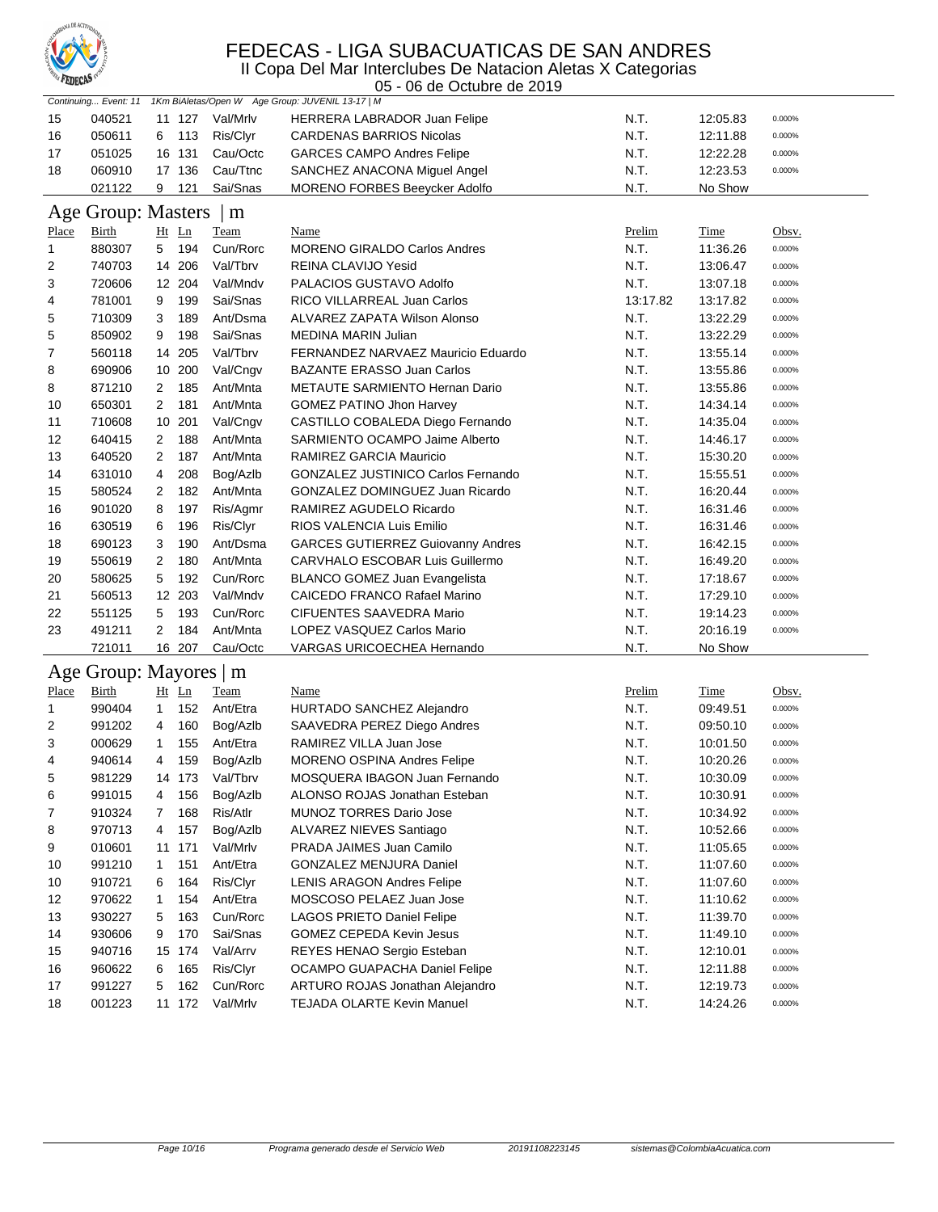# FEDECAS - LIGA SUBACUATICAS DE SAN ANDRES

## II Copa Del Mar Interclubes De Natacion Aletas X Categorias

05 - 06 de Octubre de 2019

*Continuing... Event: 11 1Km BiAletas/Open W Age Group: JUVENIL 13-17 | M*

| Place | Birth | Ht | Ln | Team | Name | Prelim | Time | Obsv. |
|---|---|---|---|---|---|---|---|---|
| 15 | 040521 | 11 | 127 | Val/Mrlv | HERRERA LABRADOR Juan Felipe | N.T. | 12:05.83 | 0.000% |
| 16 | 050611 | 6 | 113 | Ris/Clyr | CARDENAS BARRIOS Nicolas | N.T. | 12:11.88 | 0.000% |
| 17 | 051025 | 16 | 131 | Cau/Octc | GARCES CAMPO Andres Felipe | N.T. | 12:22.28 | 0.000% |
| 18 | 060910 | 17 | 136 | Cau/Ttnc | SANCHEZ ANACONA Miguel Angel | N.T. | 12:23.53 | 0.000% |
| | 021122 | 9 | 121 | Sai/Snas | MORENO FORBES Beeycker Adolfo | N.T. | No Show | |

### Age Group: Masters | m

| Place | Birth | Ht | Ln | Team | Name | Prelim | Time | Obsv. |
|---|---|---|---|---|---|---|---|---|
| 1 | 880307 | 5 | 194 | Cun/Rorc | MORENO GIRALDO Carlos Andres | N.T. | 11:36.26 | 0.000% |
| 2 | 740703 | 14 | 206 | Val/Tbrv | REINA CLAVIJO Yesid | N.T. | 13:06.47 | 0.000% |
| 3 | 720606 | 12 | 204 | Val/Mndv | PALACIOS GUSTAVO Adolfo | N.T. | 13:07.18 | 0.000% |
| 4 | 781001 | 9 | 199 | Sai/Snas | RICO VILLARREAL Juan Carlos | 13:17.82 | 13:17.82 | 0.000% |
| 5 | 710309 | 3 | 189 | Ant/Dsma | ALVAREZ ZAPATA Wilson Alonso | N.T. | 13:22.29 | 0.000% |
| 5 | 850902 | 9 | 198 | Sai/Snas | MEDINA MARIN Julian | N.T. | 13:22.29 | 0.000% |
| 7 | 560118 | 14 | 205 | Val/Tbrv | FERNANDEZ NARVAEZ Mauricio Eduardo | N.T. | 13:55.14 | 0.000% |
| 8 | 690906 | 10 | 200 | Val/Cngv | BAZANTE ERASSO Juan Carlos | N.T. | 13:55.86 | 0.000% |
| 8 | 871210 | 2 | 185 | Ant/Mnta | METAUTE SARMIENTO Hernan Dario | N.T. | 13:55.86 | 0.000% |
| 10 | 650301 | 2 | 181 | Ant/Mnta | GOMEZ PATINO Jhon Harvey | N.T. | 14:34.14 | 0.000% |
| 11 | 710608 | 10 | 201 | Val/Cngv | CASTILLO COBALEDA Diego Fernando | N.T. | 14:35.04 | 0.000% |
| 12 | 640415 | 2 | 188 | Ant/Mnta | SARMIENTO OCAMPO Jaime Alberto | N.T. | 14:46.17 | 0.000% |
| 13 | 640520 | 2 | 187 | Ant/Mnta | RAMIREZ GARCIA Mauricio | N.T. | 15:30.20 | 0.000% |
| 14 | 631010 | 4 | 208 | Bog/Azlb | GONZALEZ JUSTINICO Carlos Fernando | N.T. | 15:55.51 | 0.000% |
| 15 | 580524 | 2 | 182 | Ant/Mnta | GONZALEZ DOMINGUEZ Juan Ricardo | N.T. | 16:20.44 | 0.000% |
| 16 | 901020 | 8 | 197 | Ris/Agmr | RAMIREZ AGUDELO Ricardo | N.T. | 16:31.46 | 0.000% |
| 16 | 630519 | 6 | 196 | Ris/Clyr | RIOS VALENCIA Luis Emilio | N.T. | 16:31.46 | 0.000% |
| 18 | 690123 | 3 | 190 | Ant/Dsma | GARCES GUTIERREZ Guiovanny Andres | N.T. | 16:42.15 | 0.000% |
| 19 | 550619 | 2 | 180 | Ant/Mnta | CARVHALO ESCOBAR Luis Guillermo | N.T. | 16:49.20 | 0.000% |
| 20 | 580625 | 5 | 192 | Cun/Rorc | BLANCO GOMEZ Juan Evangelista | N.T. | 17:18.67 | 0.000% |
| 21 | 560513 | 12 | 203 | Val/Mndv | CAICEDO FRANCO Rafael Marino | N.T. | 17:29.10 | 0.000% |
| 22 | 551125 | 5 | 193 | Cun/Rorc | CIFUENTES SAAVEDRA Mario | N.T. | 19:14.23 | 0.000% |
| 23 | 491211 | 2 | 184 | Ant/Mnta | LOPEZ VASQUEZ Carlos Mario | N.T. | 20:16.19 | 0.000% |
| | 721011 | 16 | 207 | Cau/Octc | VARGAS URICOECHEA Hernando | N.T. | No Show | |

### Age Group: Mayores | m

| Place | Birth | Ht | Ln | Team | Name | Prelim | Time | Obsv. |
|---|---|---|---|---|---|---|---|---|
| 1 | 990404 | 1 | 152 | Ant/Etra | HURTADO SANCHEZ Alejandro | N.T. | 09:49.51 | 0.000% |
| 2 | 991202 | 4 | 160 | Bog/Azlb | SAAVEDRA PEREZ Diego Andres | N.T. | 09:50.10 | 0.000% |
| 3 | 000629 | 1 | 155 | Ant/Etra | RAMIREZ VILLA Juan Jose | N.T. | 10:01.50 | 0.000% |
| 4 | 940614 | 4 | 159 | Bog/Azlb | MORENO OSPINA Andres Felipe | N.T. | 10:20.26 | 0.000% |
| 5 | 981229 | 14 | 173 | Val/Tbrv | MOSQUERA IBAGON Juan Fernando | N.T. | 10:30.09 | 0.000% |
| 6 | 991015 | 4 | 156 | Bog/Azlb | ALONSO ROJAS Jonathan Esteban | N.T. | 10:30.91 | 0.000% |
| 7 | 910324 | 7 | 168 | Ris/Atlr | MUNOZ TORRES Dario Jose | N.T. | 10:34.92 | 0.000% |
| 8 | 970713 | 4 | 157 | Bog/Azlb | ALVAREZ NIEVES Santiago | N.T. | 10:52.66 | 0.000% |
| 9 | 010601 | 11 | 171 | Val/Mrlv | PRADA JAIMES Juan Camilo | N.T. | 11:05.65 | 0.000% |
| 10 | 991210 | 1 | 151 | Ant/Etra | GONZALEZ MENJURA Daniel | N.T. | 11:07.60 | 0.000% |
| 10 | 910721 | 6 | 164 | Ris/Clyr | LENIS ARAGON Andres Felipe | N.T. | 11:07.60 | 0.000% |
| 12 | 970622 | 1 | 154 | Ant/Etra | MOSCOSO PELAEZ Juan Jose | N.T. | 11:10.62 | 0.000% |
| 13 | 930227 | 5 | 163 | Cun/Rorc | LAGOS PRIETO Daniel Felipe | N.T. | 11:39.70 | 0.000% |
| 14 | 930606 | 9 | 170 | Sai/Snas | GOMEZ CEPEDA Kevin Jesus | N.T. | 11:49.10 | 0.000% |
| 15 | 940716 | 15 | 174 | Val/Arrv | REYES HENAO Sergio Esteban | N.T. | 12:10.01 | 0.000% |
| 16 | 960622 | 6 | 165 | Ris/Clyr | OCAMPO GUAPACHA Daniel Felipe | N.T. | 12:11.88 | 0.000% |
| 17 | 991227 | 5 | 162 | Cun/Rorc | ARTURO ROJAS Jonathan Alejandro | N.T. | 12:19.73 | 0.000% |
| 18 | 001223 | 11 | 172 | Val/Mrlv | TEJADA OLARTE Kevin Manuel | N.T. | 14:24.26 | 0.000% |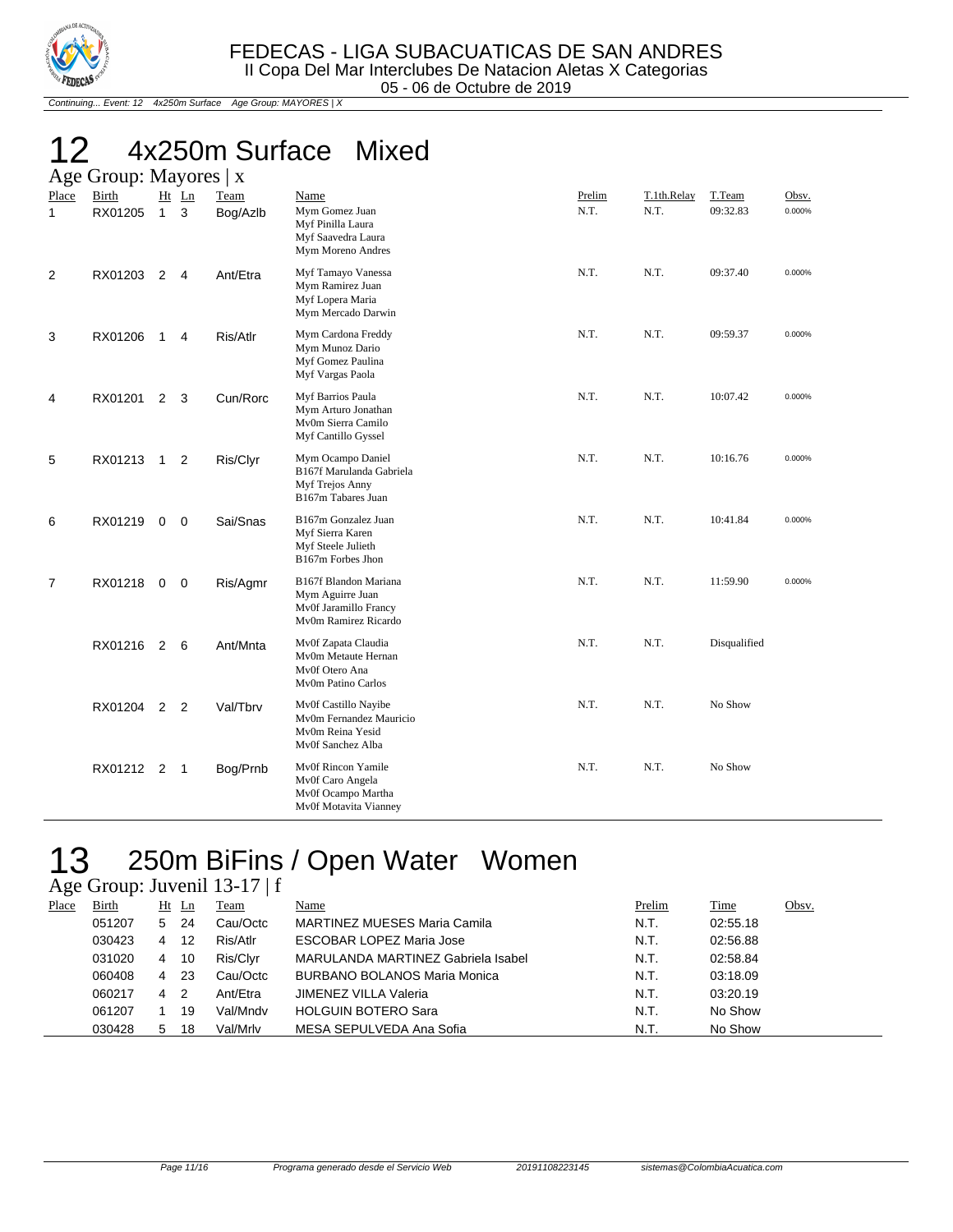Continuing... Event: 12 4x250m Surface Age Group: MAYORES | X

# 12 4x250m Surface Mixed

## Age Group: Mayores | x

| Place | Birth | Ht | Ln | Team | Name | Prelim | T.1th.Relay | T.Team | Obsv. |
|---|---|---|---|---|---|---|---|---|---|
| 1 | RX01205 | 1 | 3 | Bog/Azlb | Mym Gomez Juan<br>Myf Pinilla Laura<br>Myf Saavedra Laura<br>Mym Moreno Andres | N.T. | N.T. | 09:32.83 | 0.000% |
| 2 | RX01203 | 2 | 4 | Ant/Etra | Myf Tamayo Vanessa<br>Mym Ramirez Juan<br>Myf Lopera Maria<br>Mym Mercado Darwin | N.T. | N.T. | 09:37.40 | 0.000% |
| 3 | RX01206 | 1 | 4 | Ris/Atlr | Mym Cardona Freddy<br>Mym Munoz Dario<br>Myf Gomez Paulina<br>Myf Vargas Paola | N.T. | N.T. | 09:59.37 | 0.000% |
| 4 | RX01201 | 2 | 3 | Cun/Rorc | Myf Barrios Paula<br>Mym Arturo Jonathan<br>Mv0m Sierra Camilo<br>Myf Cantillo Gyssel | N.T. | N.T. | 10:07.42 | 0.000% |
| 5 | RX01213 | 1 | 2 | Ris/Clyr | Mym Ocampo Daniel<br>B167f Marulanda Gabriela<br>Myf Trejos Anny<br>B167m Tabares Juan | N.T. | N.T. | 10:16.76 | 0.000% |
| 6 | RX01219 | 0 | 0 | Sai/Snas | B167m Gonzalez Juan<br>Myf Sierra Karen<br>Myf Steele Julieth<br>B167m Forbes Jhon | N.T. | N.T. | 10:41.84 | 0.000% |
| 7 | RX01218 | 0 | 0 | Ris/Agmr | B167f Blandon Mariana<br>Mym Aguirre Juan<br>Mv0f Jaramillo Francy<br>Mv0m Ramirez Ricardo | N.T. | N.T. | 11:59.90 | 0.000% |
| | RX01216 | 2 | 6 | Ant/Mnta | Mv0f Zapata Claudia<br>Mv0m Metaute Hernan<br>Mv0f Otero Ana<br>Mv0m Patino Carlos | N.T. | N.T. | Disqualified | |
| | RX01204 | 2 | 2 | Val/Tbrv | Mv0f Castillo Nayibe<br>Mv0m Fernandez Mauricio<br>Mv0m Reina Yesid<br>Mv0f Sanchez Alba | N.T. | N.T. | No Show | |
| | RX01212 | 2 | 1 | Bog/Prnb | Mv0f Rincon Yamile<br>Mv0f Caro Angela<br>Mv0f Ocampo Martha<br>Mv0f Motavita Vianney | N.T. | N.T. | No Show | |

# 13 250m BiFins / Open Water Women

## Age Group: Juvenil 13-17 | f

| Place | Birth | Ht | Ln | Team | Name | Prelim | Time | Obsv. |
|---|---|---|---|---|---|---|---|---|
| | 051207 | 5 | 24 | Cau/Octc | MARTINEZ MUESES Maria Camila | N.T. | 02:55.18 | |
| | 030423 | 4 | 12 | Ris/Atlr | ESCOBAR LOPEZ Maria Jose | N.T. | 02:56.88 | |
| | 031020 | 4 | 10 | Ris/Clyr | MARULANDA MARTINEZ Gabriela Isabel | N.T. | 02:58.84 | |
| | 060408 | 4 | 23 | Cau/Octc | BURBANO BOLANOS Maria Monica | N.T. | 03:18.09 | |
| | 060217 | 4 | 2 | Ant/Etra | JIMENEZ VILLA Valeria | N.T. | 03:20.19 | |
| | 061207 | 1 | 19 | Val/Mndv | HOLGUIN BOTERO Sara | N.T. | No Show | |
| | 030428 | 5 | 18 | Val/Mrlv | MESA SEPULVEDA Ana Sofia | N.T. | No Show | |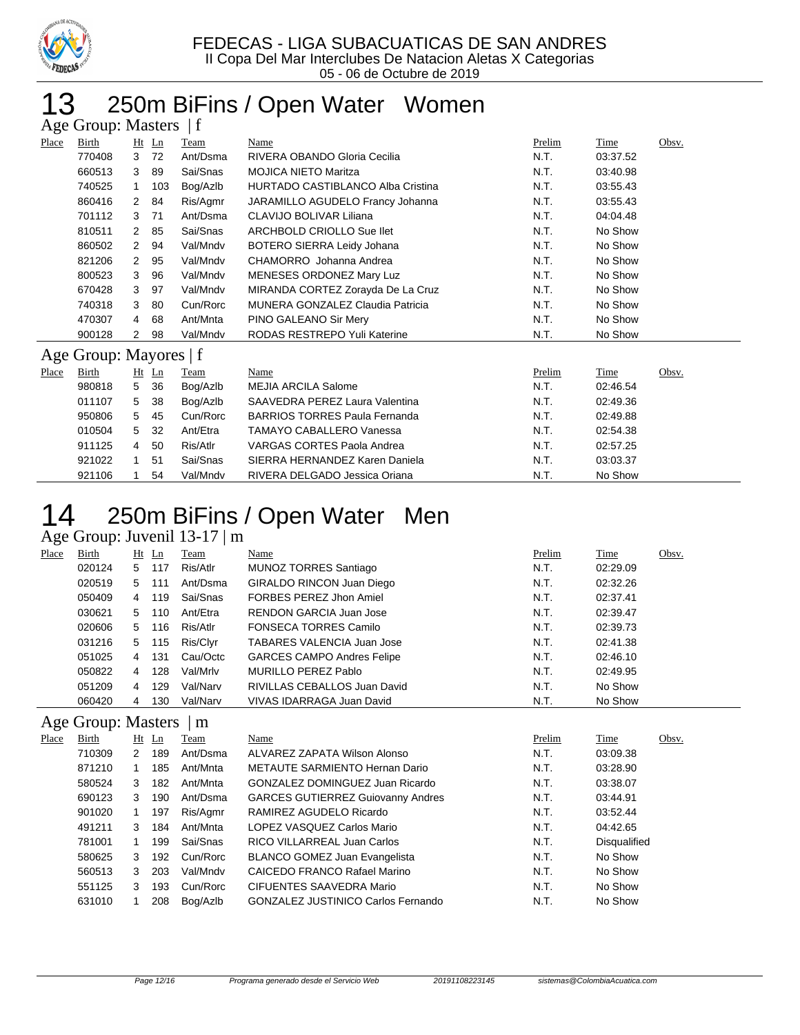# FEDECAS - LIGA SUBACUATICAS DE SAN ANDRES

II Copa Del Mar Interclubes De Natacion Aletas X Categorias

05 - 06 de Octubre de 2019

# 13 250m BiFins / Open Water Women

## Age Group: Masters | f

| Place | Birth | Ht | Ln | Team | Name | Prelim | Time | Obsv. |
|---|---|---|---|---|---|---|---|---|
| | 770408 | 3 | 72 | Ant/Dsma | RIVERA OBANDO Gloria Cecilia | N.T. | 03:37.52 | |
| | 660513 | 3 | 89 | Sai/Snas | MOJICA NIETO Maritza | N.T. | 03:40.98 | |
| | 740525 | 1 | 103 | Bog/Azlb | HURTADO CASTIBLANCO Alba Cristina | N.T. | 03:55.43 | |
| | 860416 | 2 | 84 | Ris/Agmr | JARAMILLO AGUDELO Francy Johanna | N.T. | 03:55.43 | |
| | 701112 | 3 | 71 | Ant/Dsma | CLAVIJO BOLIVAR Liliana | N.T. | 04:04.48 | |
| | 810511 | 2 | 85 | Sai/Snas | ARCHBOLD CRIOLLO Sue Ilet | N.T. | No Show | |
| | 860502 | 2 | 94 | Val/Mndv | BOTERO SIERRA Leidy Johana | N.T. | No Show | |
| | 821206 | 2 | 95 | Val/Mndv | CHAMORRO Johanna Andrea | N.T. | No Show | |
| | 800523 | 3 | 96 | Val/Mndv | MENESES ORDONEZ Mary Luz | N.T. | No Show | |
| | 670428 | 3 | 97 | Val/Mndv | MIRANDA CORTEZ Zorayda De La Cruz | N.T. | No Show | |
| | 740318 | 3 | 80 | Cun/Rorc | MUNERA GONZALEZ Claudia Patricia | N.T. | No Show | |
| | 470307 | 4 | 68 | Ant/Mnta | PINO GALEANO Sir Mery | N.T. | No Show | |
| | 900128 | 2 | 98 | Val/Mndv | RODAS RESTREPO Yuli Katerine | N.T. | No Show | |

## Age Group: Mayores | f

| Place | Birth | Ht | Ln | Team | Name | Prelim | Time | Obsv. |
|---|---|---|---|---|---|---|---|---|
| | 980818 | 5 | 36 | Bog/Azlb | MEJIA ARCILA Salome | N.T. | 02:46.54 | |
| | 011107 | 5 | 38 | Bog/Azlb | SAAVEDRA PEREZ Laura Valentina | N.T. | 02:49.36 | |
| | 950806 | 5 | 45 | Cun/Rorc | BARRIOS TORRES Paula Fernanda | N.T. | 02:49.88 | |
| | 010504 | 5 | 32 | Ant/Etra | TAMAYO CABALLERO Vanessa | N.T. | 02:54.38 | |
| | 911125 | 4 | 50 | Ris/Atlr | VARGAS CORTES Paola Andrea | N.T. | 02:57.25 | |
| | 921022 | 1 | 51 | Sai/Snas | SIERRA HERNANDEZ Karen Daniela | N.T. | 03:03.37 | |
| | 921106 | 1 | 54 | Val/Mndv | RIVERA DELGADO Jessica Oriana | N.T. | No Show | |

# 14 250m BiFins / Open Water Men

## Age Group: Juvenil 13-17 | m

| Place | Birth | Ht | Ln | Team | Name | Prelim | Time | Obsv. |
|---|---|---|---|---|---|---|---|---|
| | 020124 | 5 | 117 | Ris/Atlr | MUNOZ TORRES Santiago | N.T. | 02:29.09 | |
| | 020519 | 5 | 111 | Ant/Dsma | GIRALDO RINCON Juan Diego | N.T. | 02:32.26 | |
| | 050409 | 4 | 119 | Sai/Snas | FORBES PEREZ Jhon Amiel | N.T. | 02:37.41 | |
| | 030621 | 5 | 110 | Ant/Etra | RENDON GARCIA Juan Jose | N.T. | 02:39.47 | |
| | 020606 | 5 | 116 | Ris/Atlr | FONSECA TORRES Camilo | N.T. | 02:39.73 | |
| | 031216 | 5 | 115 | Ris/Clyr | TABARES VALENCIA Juan Jose | N.T. | 02:41.38 | |
| | 051025 | 4 | 131 | Cau/Octc | GARCES CAMPO Andres Felipe | N.T. | 02:46.10 | |
| | 050822 | 4 | 128 | Val/Mrlv | MURILLO PEREZ Pablo | N.T. | 02:49.95 | |
| | 051209 | 4 | 129 | Val/Narv | RIVILLAS CEBALLOS Juan David | N.T. | No Show | |
| | 060420 | 4 | 130 | Val/Narv | VIVAS IDARRAGA Juan David | N.T. | No Show | |

## Age Group: Masters | m

| Place | Birth | Ht | Ln | Team | Name | Prelim | Time | Obsv. |
|---|---|---|---|---|---|---|---|---|
| | 710309 | 2 | 189 | Ant/Dsma | ALVAREZ ZAPATA Wilson Alonso | N.T. | 03:09.38 | |
| | 871210 | 1 | 185 | Ant/Mnta | METAUTE SARMIENTO Hernan Dario | N.T. | 03:28.90 | |
| | 580524 | 3 | 182 | Ant/Mnta | GONZALEZ DOMINGUEZ Juan Ricardo | N.T. | 03:38.07 | |
| | 690123 | 3 | 190 | Ant/Dsma | GARCES GUTIERREZ Guiovanny Andres | N.T. | 03:44.91 | |
| | 901020 | 1 | 197 | Ris/Agmr | RAMIREZ AGUDELO Ricardo | N.T. | 03:52.44 | |
| | 491211 | 3 | 184 | Ant/Mnta | LOPEZ VASQUEZ Carlos Mario | N.T. | 04:42.65 | |
| | 781001 | 1 | 199 | Sai/Snas | RICO VILLARREAL Juan Carlos | N.T. | Disqualified | |
| | 580625 | 3 | 192 | Cun/Rorc | BLANCO GOMEZ Juan Evangelista | N.T. | No Show | |
| | 560513 | 3 | 203 | Val/Mndv | CAICEDO FRANCO Rafael Marino | N.T. | No Show | |
| | 551125 | 3 | 193 | Cun/Rorc | CIFUENTES SAAVEDRA Mario | N.T. | No Show | |
| | 631010 | 1 | 208 | Bog/Azlb | GONZALEZ JUSTINICO Carlos Fernando | N.T. | No Show | |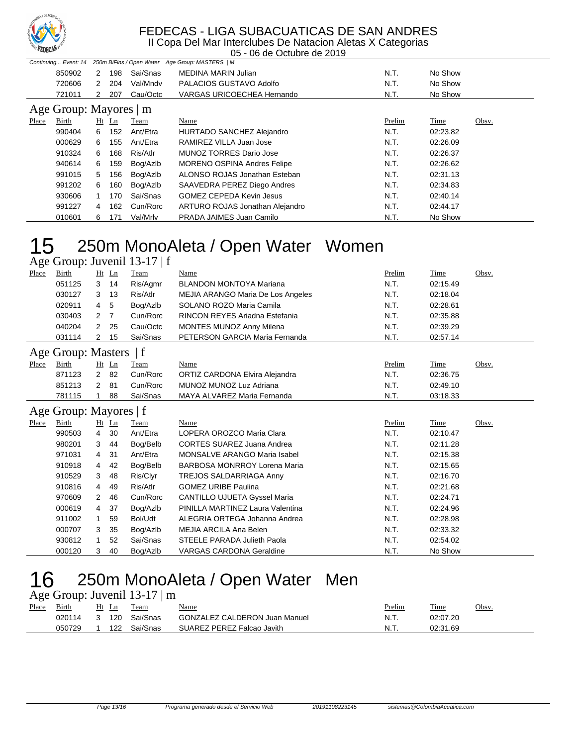Continuing... Event: 14 250m BiFins / Open Water Age Group: MASTERS | M

| Place | Birth | Ht | Ln | Team | Name | Prelim | Time | Obsv. |
|---|---|---|---|---|---|---|---|---|
| | 850902 | 2 | 198 | Sai/Snas | MEDINA MARIN Julian | N.T. | No Show | |
| | 720606 | 2 | 204 | Val/Mndv | PALACIOS GUSTAVO Adolfo | N.T. | No Show | |
| | 721011 | 2 | 207 | Cau/Octc | VARGAS URICOECHEA Hernando | N.T. | No Show | |

### Age Group: Mayores | m

| Place | Birth | Ht | Ln | Team | Name | Prelim | Time | Obsv. |
|---|---|---|---|---|---|---|---|---|
| | 990404 | 6 | 152 | Ant/Etra | HURTADO SANCHEZ Alejandro | N.T. | 02:23.82 | |
| | 000629 | 6 | 155 | Ant/Etra | RAMIREZ VILLA Juan Jose | N.T. | 02:26.09 | |
| | 910324 | 6 | 168 | Ris/Atlr | MUNOZ TORRES Dario Jose | N.T. | 02:26.37 | |
| | 940614 | 6 | 159 | Bog/Azlb | MORENO OSPINA Andres Felipe | N.T. | 02:26.62 | |
| | 991015 | 5 | 156 | Bog/Azlb | ALONSO ROJAS Jonathan Esteban | N.T. | 02:31.13 | |
| | 991202 | 6 | 160 | Bog/Azlb | SAAVEDRA PEREZ Diego Andres | N.T. | 02:34.83 | |
| | 930606 | 1 | 170 | Sai/Snas | GOMEZ CEPEDA Kevin Jesus | N.T. | 02:40.14 | |
| | 991227 | 4 | 162 | Cun/Rorc | ARTURO ROJAS Jonathan Alejandro | N.T. | 02:44.17 | |
| | 010601 | 6 | 171 | Val/Mrlv | PRADA JAIMES Juan Camilo | N.T. | No Show | |

# 15 250m MonoAleta / Open Water Women

### Age Group: Juvenil 13-17 | f

| Place | Birth | Ht | Ln | Team | Name | Prelim | Time | Obsv. |
|---|---|---|---|---|---|---|---|---|
| | 051125 | 3 | 14 | Ris/Agmr | BLANDON MONTOYA Mariana | N.T. | 02:15.49 | |
| | 030127 | 3 | 13 | Ris/Atlr | MEJIA ARANGO Maria De Los Angeles | N.T. | 02:18.04 | |
| | 020911 | 4 | 5 | Bog/Azlb | SOLANO ROZO Maria Camila | N.T. | 02:28.61 | |
| | 030403 | 2 | 7 | Cun/Rorc | RINCON REYES Ariadna Estefania | N.T. | 02:35.88 | |
| | 040204 | 2 | 25 | Cau/Octc | MONTES MUNOZ Anny Milena | N.T. | 02:39.29 | |
| | 031114 | 2 | 15 | Sai/Snas | PETERSON GARCIA Maria Fernanda | N.T. | 02:57.14 | |

### Age Group: Masters | f

| Place | Birth | Ht | Ln | Team | Name | Prelim | Time | Obsv. |
|---|---|---|---|---|---|---|---|---|
| | 871123 | 2 | 82 | Cun/Rorc | ORTIZ CARDONA Elvira Alejandra | N.T. | 02:36.75 | |
| | 851213 | 2 | 81 | Cun/Rorc | MUNOZ MUNOZ Luz Adriana | N.T. | 02:49.10 | |
| | 781115 | 1 | 88 | Sai/Snas | MAYA ALVAREZ Maria Fernanda | N.T. | 03:18.33 | |

### Age Group: Mayores | f

| Place | Birth | Ht | Ln | Team | Name | Prelim | Time | Obsv. |
|---|---|---|---|---|---|---|---|---|
| | 990503 | 4 | 30 | Ant/Etra | LOPERA OROZCO Maria Clara | N.T. | 02:10.47 | |
| | 980201 | 3 | 44 | Bog/Belb | CORTES SUAREZ Juana Andrea | N.T. | 02:11.28 | |
| | 971031 | 4 | 31 | Ant/Etra | MONSALVE ARANGO Maria Isabel | N.T. | 02:15.38 | |
| | 910918 | 4 | 42 | Bog/Belb | BARBOSA MONRROY Lorena Maria | N.T. | 02:15.65 | |
| | 910529 | 3 | 48 | Ris/Clyr | TREJOS SALDARRIAGA Anny | N.T. | 02:16.70 | |
| | 910816 | 4 | 49 | Ris/Atlr | GOMEZ URIBE Paulina | N.T. | 02:21.68 | |
| | 970609 | 2 | 46 | Cun/Rorc | CANTILLO UJUETA Gyssel Maria | N.T. | 02:24.71 | |
| | 000619 | 4 | 37 | Bog/Azlb | PINILLA MARTINEZ Laura Valentina | N.T. | 02:24.96 | |
| | 911002 | 1 | 59 | Bol/Udt | ALEGRIA ORTEGA Johanna Andrea | N.T. | 02:28.98 | |
| | 000707 | 3 | 35 | Bog/Azlb | MEJIA ARCILA Ana Belen | N.T. | 02:33.32 | |
| | 930812 | 1 | 52 | Sai/Snas | STEELE PARADA Julieth Paola | N.T. | 02:54.02 | |
| | 000120 | 3 | 40 | Bog/Azlb | VARGAS CARDONA Geraldine | N.T. | No Show | |

# 16 250m MonoAleta / Open Water Men

### Age Group: Juvenil 13-17 | m

| Place | Birth | Ht | Ln | Team | Name | Prelim | Time | Obsv. |
|---|---|---|---|---|---|---|---|---|
| | 020114 | 3 | 120 | Sai/Snas | GONZALEZ CALDERON Juan Manuel | N.T. | 02:07.20 | |
| | 050729 | 1 | 122 | Sai/Snas | SUAREZ PEREZ Falcao Javith | N.T. | 02:31.69 | |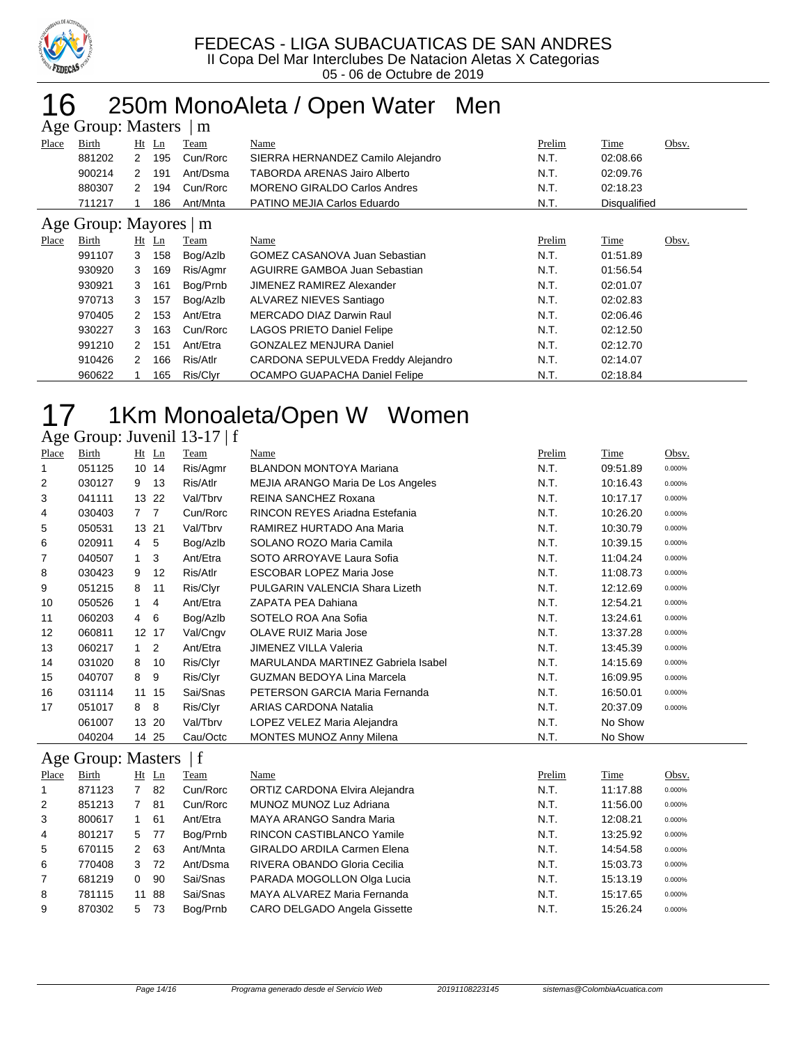# FEDECAS - LIGA SUBACUATICAS DE SAN ANDRES

II Copa Del Mar Interclubes De Natacion Aletas X Categorias

05 - 06 de Octubre de 2019

## 16 250m MonoAleta / Open Water Men

### Age Group: Masters | m

| Place | Birth | Ht | Ln | Team | Name | Prelim | Time | Obsv. |
|---|---|---|---|---|---|---|---|---|
| | 881202 | 2 | 195 | Cun/Rorc | SIERRA HERNANDEZ Camilo Alejandro | N.T. | 02:08.66 | |
| | 900214 | 2 | 191 | Ant/Dsma | TABORDA ARENAS Jairo Alberto | N.T. | 02:09.76 | |
| | 880307 | 2 | 194 | Cun/Rorc | MORENO GIRALDO Carlos Andres | N.T. | 02:18.23 | |
| | 711217 | 1 | 186 | Ant/Mnta | PATINO MEJIA Carlos Eduardo | N.T. | Disqualified | |

### Age Group: Mayores | m

| Place | Birth | Ht | Ln | Team | Name | Prelim | Time | Obsv. |
|---|---|---|---|---|---|---|---|---|
| | 991107 | 3 | 158 | Bog/Azlb | GOMEZ CASANOVA Juan Sebastian | N.T. | 01:51.89 | |
| | 930920 | 3 | 169 | Ris/Agmr | AGUIRRE GAMBOA Juan Sebastian | N.T. | 01:56.54 | |
| | 930921 | 3 | 161 | Bog/Prnb | JIMENEZ RAMIREZ Alexander | N.T. | 02:01.07 | |
| | 970713 | 3 | 157 | Bog/Azlb | ALVAREZ NIEVES Santiago | N.T. | 02:02.83 | |
| | 970405 | 2 | 153 | Ant/Etra | MERCADO DIAZ Darwin Raul | N.T. | 02:06.46 | |
| | 930227 | 3 | 163 | Cun/Rorc | LAGOS PRIETO Daniel Felipe | N.T. | 02:12.50 | |
| | 991210 | 2 | 151 | Ant/Etra | GONZALEZ MENJURA Daniel | N.T. | 02:12.70 | |
| | 910426 | 2 | 166 | Ris/Atlr | CARDONA SEPULVEDA Freddy Alejandro | N.T. | 02:14.07 | |
| | 960622 | 1 | 165 | Ris/Clyr | OCAMPO GUAPACHA Daniel Felipe | N.T. | 02:18.84 | |

## 17 1Km Monoaleta/Open W Women

### Age Group: Juvenil 13-17 | f

| Place | Birth | Ht | Ln | Team | Name | Prelim | Time | Obsv. |
|---|---|---|---|---|---|---|---|---|
| 1 | 051125 | 10 | 14 | Ris/Agmr | BLANDON MONTOYA Mariana | N.T. | 09:51.89 | 0.000% |
| 2 | 030127 | 9 | 13 | Ris/Atlr | MEJIA ARANGO Maria De Los Angeles | N.T. | 10:16.43 | 0.000% |
| 3 | 041111 | 13 | 22 | Val/Tbrv | REINA SANCHEZ Roxana | N.T. | 10:17.17 | 0.000% |
| 4 | 030403 | 7 | 7 | Cun/Rorc | RINCON REYES Ariadna Estefania | N.T. | 10:26.20 | 0.000% |
| 5 | 050531 | 13 | 21 | Val/Tbrv | RAMIREZ HURTADO Ana Maria | N.T. | 10:30.79 | 0.000% |
| 6 | 020911 | 4 | 5 | Bog/Azlb | SOLANO ROZO Maria Camila | N.T. | 10:39.15 | 0.000% |
| 7 | 040507 | 1 | 3 | Ant/Etra | SOTO ARROYAVE Laura Sofia | N.T. | 11:04.24 | 0.000% |
| 8 | 030423 | 9 | 12 | Ris/Atlr | ESCOBAR LOPEZ Maria Jose | N.T. | 11:08.73 | 0.000% |
| 9 | 051215 | 8 | 11 | Ris/Clyr | PULGARIN VALENCIA Shara Lizeth | N.T. | 12:12.69 | 0.000% |
| 10 | 050526 | 1 | 4 | Ant/Etra | ZAPATA PEA Dahiana | N.T. | 12:54.21 | 0.000% |
| 11 | 060203 | 4 | 6 | Bog/Azlb | SOTELO ROA Ana Sofia | N.T. | 13:24.61 | 0.000% |
| 12 | 060811 | 12 | 17 | Val/Cngv | OLAVE RUIZ Maria Jose | N.T. | 13:37.28 | 0.000% |
| 13 | 060217 | 1 | 2 | Ant/Etra | JIMENEZ VILLA Valeria | N.T. | 13:45.39 | 0.000% |
| 14 | 031020 | 8 | 10 | Ris/Clyr | MARULANDA MARTINEZ Gabriela Isabel | N.T. | 14:15.69 | 0.000% |
| 15 | 040707 | 8 | 9 | Ris/Clyr | GUZMAN BEDOYA Lina Marcela | N.T. | 16:09.95 | 0.000% |
| 16 | 031114 | 11 | 15 | Sai/Snas | PETERSON GARCIA Maria Fernanda | N.T. | 16:50.01 | 0.000% |
| 17 | 051017 | 8 | 8 | Ris/Clyr | ARIAS CARDONA Natalia | N.T. | 20:37.09 | 0.000% |
| | 061007 | 13 | 20 | Val/Tbrv | LOPEZ VELEZ Maria Alejandra | N.T. | No Show | |
| | 040204 | 14 | 25 | Cau/Octc | MONTES MUNOZ Anny Milena | N.T. | No Show | |

### Age Group: Masters | f

| Place | Birth | Ht | Ln | Team | Name | Prelim | Time | Obsv. |
|---|---|---|---|---|---|---|---|---|
| 1 | 871123 | 7 | 82 | Cun/Rorc | ORTIZ CARDONA Elvira Alejandra | N.T. | 11:17.88 | 0.000% |
| 2 | 851213 | 7 | 81 | Cun/Rorc | MUNOZ MUNOZ Luz Adriana | N.T. | 11:56.00 | 0.000% |
| 3 | 800617 | 1 | 61 | Ant/Etra | MAYA ARANGO Sandra Maria | N.T. | 12:08.21 | 0.000% |
| 4 | 801217 | 5 | 77 | Bog/Prnb | RINCON CASTIBLANCO Yamile | N.T. | 13:25.92 | 0.000% |
| 5 | 670115 | 2 | 63 | Ant/Mnta | GIRALDO ARDILA Carmen Elena | N.T. | 14:54.58 | 0.000% |
| 6 | 770408 | 3 | 72 | Ant/Dsma | RIVERA OBANDO Gloria Cecilia | N.T. | 15:03.73 | 0.000% |
| 7 | 681219 | 0 | 90 | Sai/Snas | PARADA MOGOLLON Olga Lucia | N.T. | 15:13.19 | 0.000% |
| 8 | 781115 | 11 | 88 | Sai/Snas | MAYA ALVAREZ Maria Fernanda | N.T. | 15:17.65 | 0.000% |
| 9 | 870302 | 5 | 73 | Bog/Prnb | CARO DELGADO Angela Gissette | N.T. | 15:26.24 | 0.000% |

Programa generado desde el Servicio Web 20191108223145 sistemas@ColombiaAcuatica.com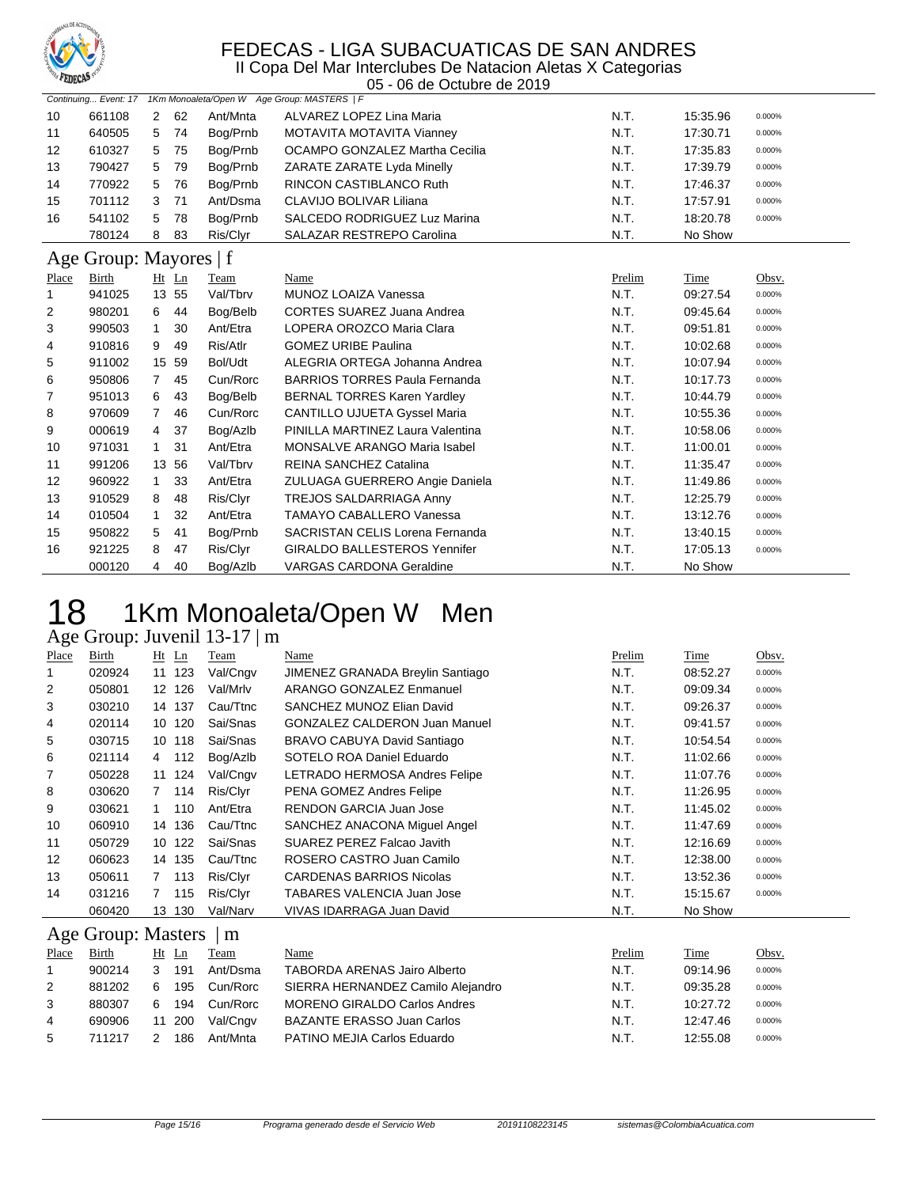# FEDECAS - LIGA SUBACUATICAS DE SAN ANDRES

II Copa Del Mar Interclubes De Natacion Aletas X Categorias

05 - 06 de Octubre de 2019

*Continuing... Event: 17 1Km Monoaleta/Open W Age Group: MASTERS | F*

| Place | Birth | Ht | Ln | Team | Name | Prelim | Time | Obsv. |
|---|---|---|---|---|---|---|---|---|
| 10 | 661108 | 2 | 62 | Ant/Mnta | ALVAREZ LOPEZ Lina Maria | N.T. | 15:35.96 | 0.000% |
| 11 | 640505 | 5 | 74 | Bog/Prnb | MOTAVITA MOTAVITA Vianney | N.T. | 17:30.71 | 0.000% |
| 12 | 610327 | 5 | 75 | Bog/Prnb | OCAMPO GONZALEZ Martha Cecilia | N.T. | 17:35.83 | 0.000% |
| 13 | 790427 | 5 | 79 | Bog/Prnb | ZARATE ZARATE Lyda Minelly | N.T. | 17:39.79 | 0.000% |
| 14 | 770922 | 5 | 76 | Bog/Prnb | RINCON CASTIBLANCO Ruth | N.T. | 17:46.37 | 0.000% |
| 15 | 701112 | 3 | 71 | Ant/Dsma | CLAVIJO BOLIVAR Liliana | N.T. | 17:57.91 | 0.000% |
| 16 | 541102 | 5 | 78 | Bog/Prnb | SALCEDO RODRIGUEZ Luz Marina | N.T. | 18:20.78 | 0.000% |
| | 780124 | 8 | 83 | Ris/Clyr | SALAZAR RESTREPO Carolina | N.T. | No Show | |

## Age Group: Mayores | f

| Place | Birth | Ht | Ln | Team | Name | Prelim | Time | Obsv. |
|---|---|---|---|---|---|---|---|---|
| 1 | 941025 | 13 | 55 | Val/Tbrv | MUNOZ LOAIZA Vanessa | N.T. | 09:27.54 | 0.000% |
| 2 | 980201 | 6 | 44 | Bog/Belb | CORTES SUAREZ Juana Andrea | N.T. | 09:45.64 | 0.000% |
| 3 | 990503 | 1 | 30 | Ant/Etra | LOPERA OROZCO Maria Clara | N.T. | 09:51.81 | 0.000% |
| 4 | 910816 | 9 | 49 | Ris/Atlr | GOMEZ URIBE Paulina | N.T. | 10:02.68 | 0.000% |
| 5 | 911002 | 15 | 59 | Bol/Udt | ALEGRIA ORTEGA Johanna Andrea | N.T. | 10:07.94 | 0.000% |
| 6 | 950806 | 7 | 45 | Cun/Rorc | BARRIOS TORRES Paula Fernanda | N.T. | 10:17.73 | 0.000% |
| 7 | 951013 | 6 | 43 | Bog/Belb | BERNAL TORRES Karen Yardley | N.T. | 10:44.79 | 0.000% |
| 8 | 970609 | 7 | 46 | Cun/Rorc | CANTILLO UJUETA Gyssel Maria | N.T. | 10:55.36 | 0.000% |
| 9 | 000619 | 4 | 37 | Bog/Azlb | PINILLA MARTINEZ Laura Valentina | N.T. | 10:58.06 | 0.000% |
| 10 | 971031 | 1 | 31 | Ant/Etra | MONSALVE ARANGO Maria Isabel | N.T. | 11:00.01 | 0.000% |
| 11 | 991206 | 13 | 56 | Val/Tbrv | REINA SANCHEZ Catalina | N.T. | 11:35.47 | 0.000% |
| 12 | 960922 | 1 | 33 | Ant/Etra | ZULUAGA GUERRERO Angie Daniela | N.T. | 11:49.86 | 0.000% |
| 13 | 910529 | 8 | 48 | Ris/Clyr | TREJOS SALDARRIAGA Anny | N.T. | 12:25.79 | 0.000% |
| 14 | 010504 | 1 | 32 | Ant/Etra | TAMAYO CABALLERO Vanessa | N.T. | 13:12.76 | 0.000% |
| 15 | 950822 | 5 | 41 | Bog/Prnb | SACRISTAN CELIS Lorena Fernanda | N.T. | 13:40.15 | 0.000% |
| 16 | 921225 | 8 | 47 | Ris/Clyr | GIRALDO BALLESTEROS Yennifer | N.T. | 17:05.13 | 0.000% |
| | 000120 | 4 | 40 | Bog/Azlb | VARGAS CARDONA Geraldine | N.T. | No Show | |

# 18 1Km Monoaleta/Open W Men

## Age Group: Juvenil 13-17 | m

| Place | Birth | Ht | Ln | Team | Name | Prelim | Time | Obsv. |
|---|---|---|---|---|---|---|---|---|
| 1 | 020924 | 11 | 123 | Val/Cngv | JIMENEZ GRANADA Breylin Santiago | N.T. | 08:52.27 | 0.000% |
| 2 | 050801 | 12 | 126 | Val/Mrlv | ARANGO GONZALEZ Enmanuel | N.T. | 09:09.34 | 0.000% |
| 3 | 030210 | 14 | 137 | Cau/Ttnc | SANCHEZ MUNOZ Elian David | N.T. | 09:26.37 | 0.000% |
| 4 | 020114 | 10 | 120 | Sai/Snas | GONZALEZ CALDERON Juan Manuel | N.T. | 09:41.57 | 0.000% |
| 5 | 030715 | 10 | 118 | Sai/Snas | BRAVO CABUYA David Santiago | N.T. | 10:54.54 | 0.000% |
| 6 | 021114 | 4 | 112 | Bog/Azlb | SOTELO ROA Daniel Eduardo | N.T. | 11:02.66 | 0.000% |
| 7 | 050228 | 11 | 124 | Val/Cngv | LETRADO HERMOSA Andres Felipe | N.T. | 11:07.76 | 0.000% |
| 8 | 030620 | 7 | 114 | Ris/Clyr | PENA GOMEZ Andres Felipe | N.T. | 11:26.95 | 0.000% |
| 9 | 030621 | 1 | 110 | Ant/Etra | RENDON GARCIA Juan Jose | N.T. | 11:45.02 | 0.000% |
| 10 | 060910 | 14 | 136 | Cau/Ttnc | SANCHEZ ANACONA Miguel Angel | N.T. | 11:47.69 | 0.000% |
| 11 | 050729 | 10 | 122 | Sai/Snas | SUAREZ PEREZ Falcao Javith | N.T. | 12:16.69 | 0.000% |
| 12 | 060623 | 14 | 135 | Cau/Ttnc | ROSERO CASTRO Juan Camilo | N.T. | 12:38.00 | 0.000% |
| 13 | 050611 | 7 | 113 | Ris/Clyr | CARDENAS BARRIOS Nicolas | N.T. | 13:52.36 | 0.000% |
| 14 | 031216 | 7 | 115 | Ris/Clyr | TABARES VALENCIA Juan Jose | N.T. | 15:15.67 | 0.000% |
| | 060420 | 13 | 130 | Val/Narv | VIVAS IDARRAGA Juan David | N.T. | No Show | |

## Age Group: Masters | m

| Place | Birth | Ht | Ln | Team | Name | Prelim | Time | Obsv. |
|---|---|---|---|---|---|---|---|---|
| 1 | 900214 | 3 | 191 | Ant/Dsma | TABORDA ARENAS Jairo Alberto | N.T. | 09:14.96 | 0.000% |
| 2 | 881202 | 6 | 195 | Cun/Rorc | SIERRA HERNANDEZ Camilo Alejandro | N.T. | 09:35.28 | 0.000% |
| 3 | 880307 | 6 | 194 | Cun/Rorc | MORENO GIRALDO Carlos Andres | N.T. | 10:27.72 | 0.000% |
| 4 | 690906 | 11 | 200 | Val/Cngv | BAZANTE ERASSO Juan Carlos | N.T. | 12:47.46 | 0.000% |
| 5 | 711217 | 2 | 186 | Ant/Mnta | PATINO MEJIA Carlos Eduardo | N.T. | 12:55.08 | 0.000% |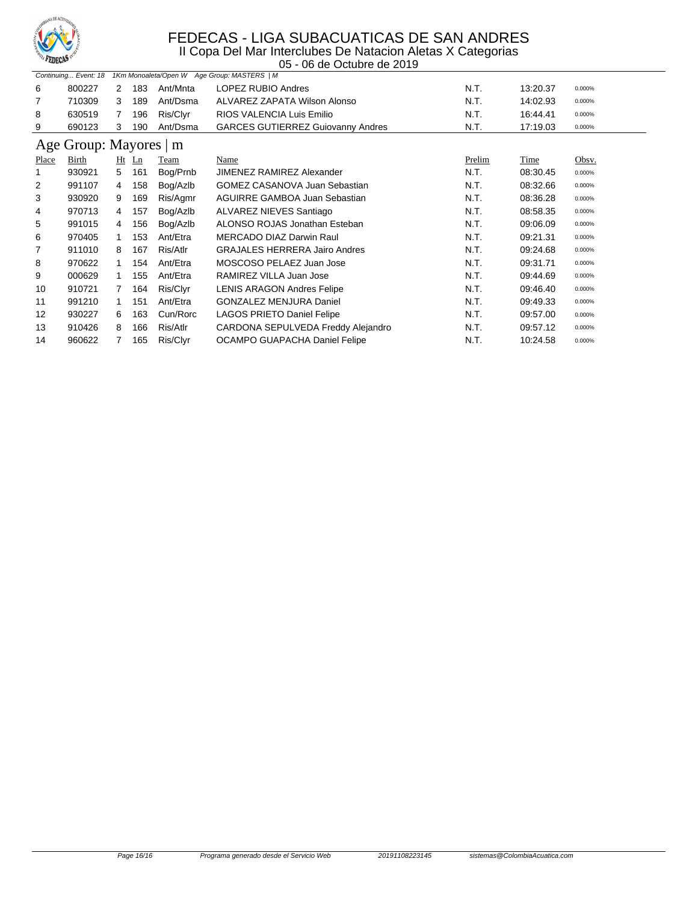# FEDECAS - LIGA SUBACUATICAS DE SAN ANDRES

II Copa Del Mar Interclubes De Natacion Aletas X Categorias

05 - 06 de Octubre de 2019

*Continuing... Event: 18 1Km Monoaleta/Open W Age Group: MASTERS | M*

| | | | | | | | | |
|---|---|---|---|---|---|---|---|---|
| 6 | 800227 | 2 | 183 | Ant/Mnta | LOPEZ RUBIO Andres | N.T. | 13:20.37 | 0.000% |
| 7 | 710309 | 3 | 189 | Ant/Dsma | ALVAREZ ZAPATA Wilson Alonso | N.T. | 14:02.93 | 0.000% |
| 8 | 630519 | 7 | 196 | Ris/Clyr | RIOS VALENCIA Luis Emilio | N.T. | 16:44.41 | 0.000% |
| 9 | 690123 | 3 | 190 | Ant/Dsma | GARCES GUTIERREZ Guiovanny Andres | N.T. | 17:19.03 | 0.000% |

## Age Group: Mayores | m

| Place | Birth | Ht | Ln | Team | Name | Prelim | Time | Obsv. |
|---|---|---|---|---|---|---|---|---|
| 1 | 930921 | 5 | 161 | Bog/Prnb | JIMENEZ RAMIREZ Alexander | N.T. | 08:30.45 | 0.000% |
| 2 | 991107 | 4 | 158 | Bog/Azlb | GOMEZ CASANOVA Juan Sebastian | N.T. | 08:32.66 | 0.000% |
| 3 | 930920 | 9 | 169 | Ris/Agmr | AGUIRRE GAMBOA Juan Sebastian | N.T. | 08:36.28 | 0.000% |
| 4 | 970713 | 4 | 157 | Bog/Azlb | ALVAREZ NIEVES Santiago | N.T. | 08:58.35 | 0.000% |
| 5 | 991015 | 4 | 156 | Bog/Azlb | ALONSO ROJAS Jonathan Esteban | N.T. | 09:06.09 | 0.000% |
| 6 | 970405 | 1 | 153 | Ant/Etra | MERCADO DIAZ Darwin Raul | N.T. | 09:21.31 | 0.000% |
| 7 | 911010 | 8 | 167 | Ris/Atlr | GRAJALES HERRERA Jairo Andres | N.T. | 09:24.68 | 0.000% |
| 8 | 970622 | 1 | 154 | Ant/Etra | MOSCOSO PELAEZ Juan Jose | N.T. | 09:31.71 | 0.000% |
| 9 | 000629 | 1 | 155 | Ant/Etra | RAMIREZ VILLA Juan Jose | N.T. | 09:44.69 | 0.000% |
| 10 | 910721 | 7 | 164 | Ris/Clyr | LENIS ARAGON Andres Felipe | N.T. | 09:46.40 | 0.000% |
| 11 | 991210 | 1 | 151 | Ant/Etra | GONZALEZ MENJURA Daniel | N.T. | 09:49.33 | 0.000% |
| 12 | 930227 | 6 | 163 | Cun/Rorc | LAGOS PRIETO Daniel Felipe | N.T. | 09:57.00 | 0.000% |
| 13 | 910426 | 8 | 166 | Ris/Atlr | CARDONA SEPULVEDA Freddy Alejandro | N.T. | 09:57.12 | 0.000% |
| 14 | 960622 | 7 | 165 | Ris/Clyr | OCAMPO GUAPACHA Daniel Felipe | N.T. | 10:24.58 | 0.000% |